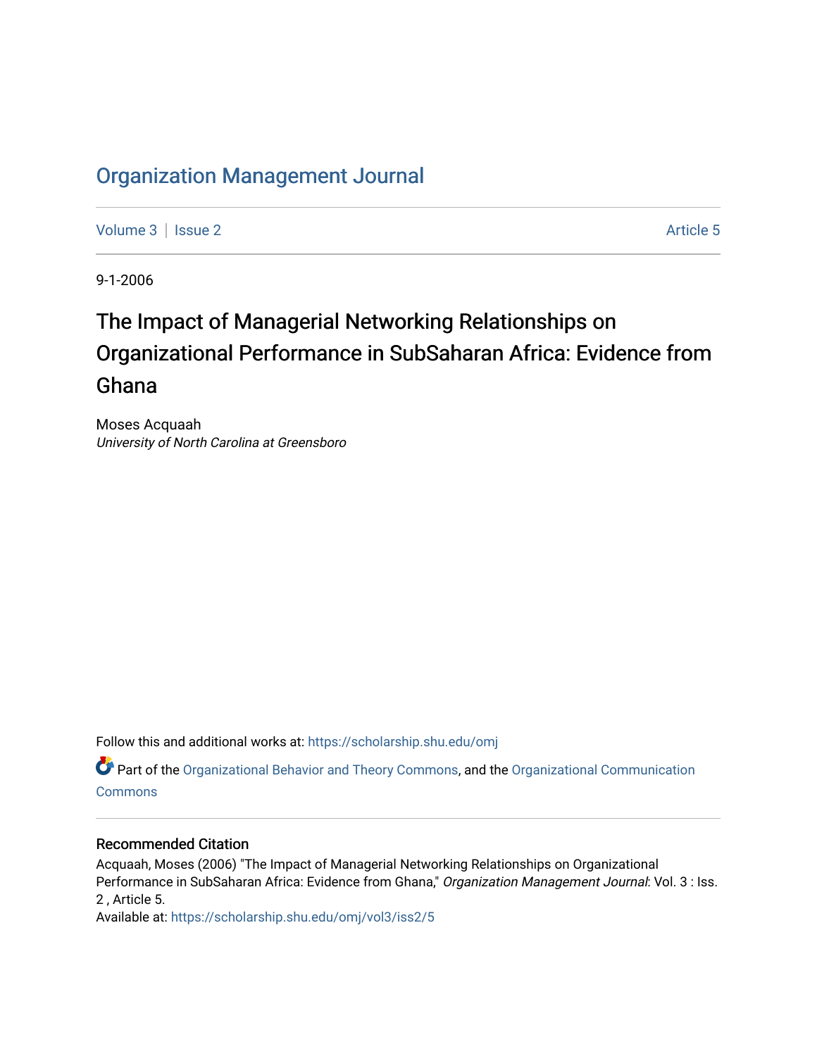# Organization Management Journal

Volume 3 | Issue 2 Article 5

9-1-2006

## The Impact of Managerial Networking Relationships on Organizational Performance in SubSaharan Africa: Evidence from Ghana

Moses Acquaah
*University of North Carolina at Greensboro*

Follow this and additional works at: https://scholarship.shu.edu/omj

Part of the Organizational Behavior and Theory Commons, and the Organizational Communication Commons

### Recommended Citation

Acquaah, Moses (2006) "The Impact of Managerial Networking Relationships on Organizational Performance in SubSaharan Africa: Evidence from Ghana," *Organization Management Journal*: Vol. 3 : Iss. 2 , Article 5.
Available at: https://scholarship.shu.edu/omj/vol3/iss2/5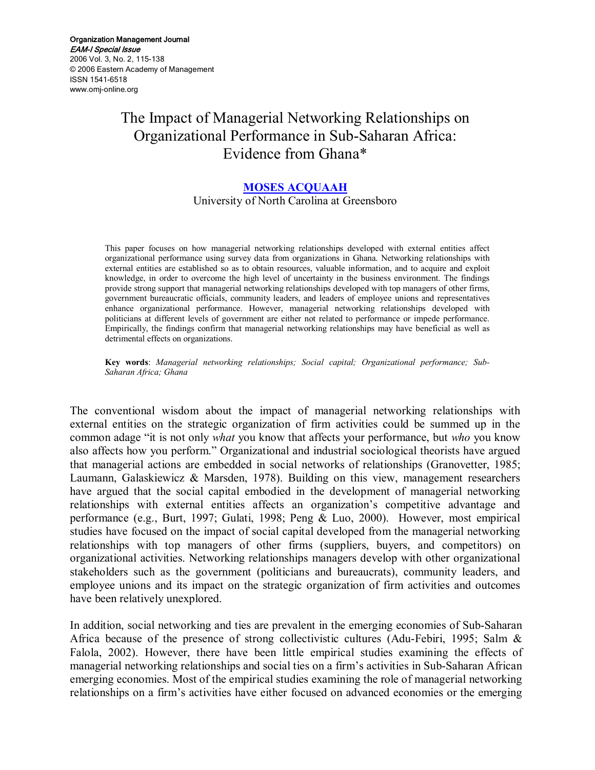Organization Management Journal
*EAM-I Special Issue*
2006 Vol. 3, No. 2, 115-138
© 2006 Eastern Academy of Management
ISSN 1541-6518
www.omj-online.org

# The Impact of Managerial Networking Relationships on Organizational Performance in Sub-Saharan Africa: Evidence from Ghana*

**MOSES ACQUAAH**
University of North Carolina at Greensboro

This paper focuses on how managerial networking relationships developed with external entities affect organizational performance using survey data from organizations in Ghana. Networking relationships with external entities are established so as to obtain resources, valuable information, and to acquire and exploit knowledge, in order to overcome the high level of uncertainty in the business environment. The findings provide strong support that managerial networking relationships developed with top managers of other firms, government bureaucratic officials, community leaders, and leaders of employee unions and representatives enhance organizational performance. However, managerial networking relationships developed with politicians at different levels of government are either not related to performance or impede performance. Empirically, the findings confirm that managerial networking relationships may have beneficial as well as detrimental effects on organizations.

**Key words**: *Managerial networking relationships; Social capital; Organizational performance; Sub-Saharan Africa; Ghana*

The conventional wisdom about the impact of managerial networking relationships with external entities on the strategic organization of firm activities could be summed up in the common adage "it is not only *what* you know that affects your performance, but *who* you know also affects how you perform." Organizational and industrial sociological theorists have argued that managerial actions are embedded in social networks of relationships (Granovetter, 1985; Laumann, Galaskiewicz & Marsden, 1978). Building on this view, management researchers have argued that the social capital embodied in the development of managerial networking relationships with external entities affects an organization's competitive advantage and performance (e.g., Burt, 1997; Gulati, 1998; Peng & Luo, 2000). However, most empirical studies have focused on the impact of social capital developed from the managerial networking relationships with top managers of other firms (suppliers, buyers, and competitors) on organizational activities. Networking relationships managers develop with other organizational stakeholders such as the government (politicians and bureaucrats), community leaders, and employee unions and its impact on the strategic organization of firm activities and outcomes have been relatively unexplored.

In addition, social networking and ties are prevalent in the emerging economies of Sub-Saharan Africa because of the presence of strong collectivistic cultures (Adu-Febiri, 1995; Salm & Falola, 2002). However, there have been little empirical studies examining the effects of managerial networking relationships and social ties on a firm's activities in Sub-Saharan African emerging economies. Most of the empirical studies examining the role of managerial networking relationships on a firm's activities have either focused on advanced economies or the emerging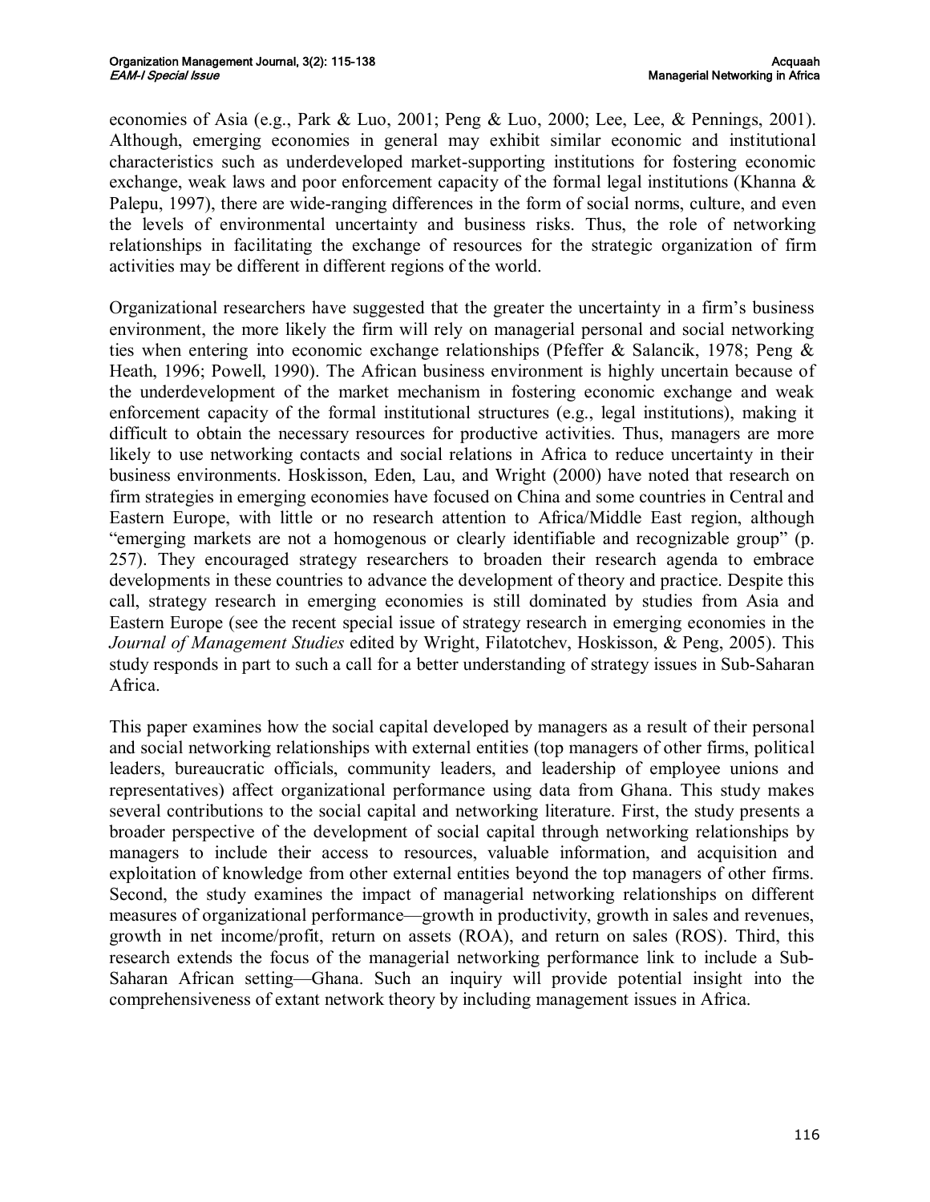economies of Asia (e.g., Park & Luo, 2001; Peng & Luo, 2000; Lee, Lee, & Pennings, 2001). Although, emerging economies in general may exhibit similar economic and institutional characteristics such as underdeveloped market-supporting institutions for fostering economic exchange, weak laws and poor enforcement capacity of the formal legal institutions (Khanna & Palepu, 1997), there are wide-ranging differences in the form of social norms, culture, and even the levels of environmental uncertainty and business risks. Thus, the role of networking relationships in facilitating the exchange of resources for the strategic organization of firm activities may be different in different regions of the world.

Organizational researchers have suggested that the greater the uncertainty in a firm's business environment, the more likely the firm will rely on managerial personal and social networking ties when entering into economic exchange relationships (Pfeffer & Salancik, 1978; Peng & Heath, 1996; Powell, 1990). The African business environment is highly uncertain because of the underdevelopment of the market mechanism in fostering economic exchange and weak enforcement capacity of the formal institutional structures (e.g., legal institutions), making it difficult to obtain the necessary resources for productive activities. Thus, managers are more likely to use networking contacts and social relations in Africa to reduce uncertainty in their business environments. Hoskisson, Eden, Lau, and Wright (2000) have noted that research on firm strategies in emerging economies have focused on China and some countries in Central and Eastern Europe, with little or no research attention to Africa/Middle East region, although "emerging markets are not a homogenous or clearly identifiable and recognizable group" (p. 257). They encouraged strategy researchers to broaden their research agenda to embrace developments in these countries to advance the development of theory and practice. Despite this call, strategy research in emerging economies is still dominated by studies from Asia and Eastern Europe (see the recent special issue of strategy research in emerging economies in the *Journal of Management Studies* edited by Wright, Filatotchev, Hoskisson, & Peng, 2005). This study responds in part to such a call for a better understanding of strategy issues in Sub-Saharan Africa.

This paper examines how the social capital developed by managers as a result of their personal and social networking relationships with external entities (top managers of other firms, political leaders, bureaucratic officials, community leaders, and leadership of employee unions and representatives) affect organizational performance using data from Ghana. This study makes several contributions to the social capital and networking literature. First, the study presents a broader perspective of the development of social capital through networking relationships by managers to include their access to resources, valuable information, and acquisition and exploitation of knowledge from other external entities beyond the top managers of other firms. Second, the study examines the impact of managerial networking relationships on different measures of organizational performance—growth in productivity, growth in sales and revenues, growth in net income/profit, return on assets (ROA), and return on sales (ROS). Third, this research extends the focus of the managerial networking performance link to include a Sub-Saharan African setting—Ghana. Such an inquiry will provide potential insight into the comprehensiveness of extant network theory by including management issues in Africa.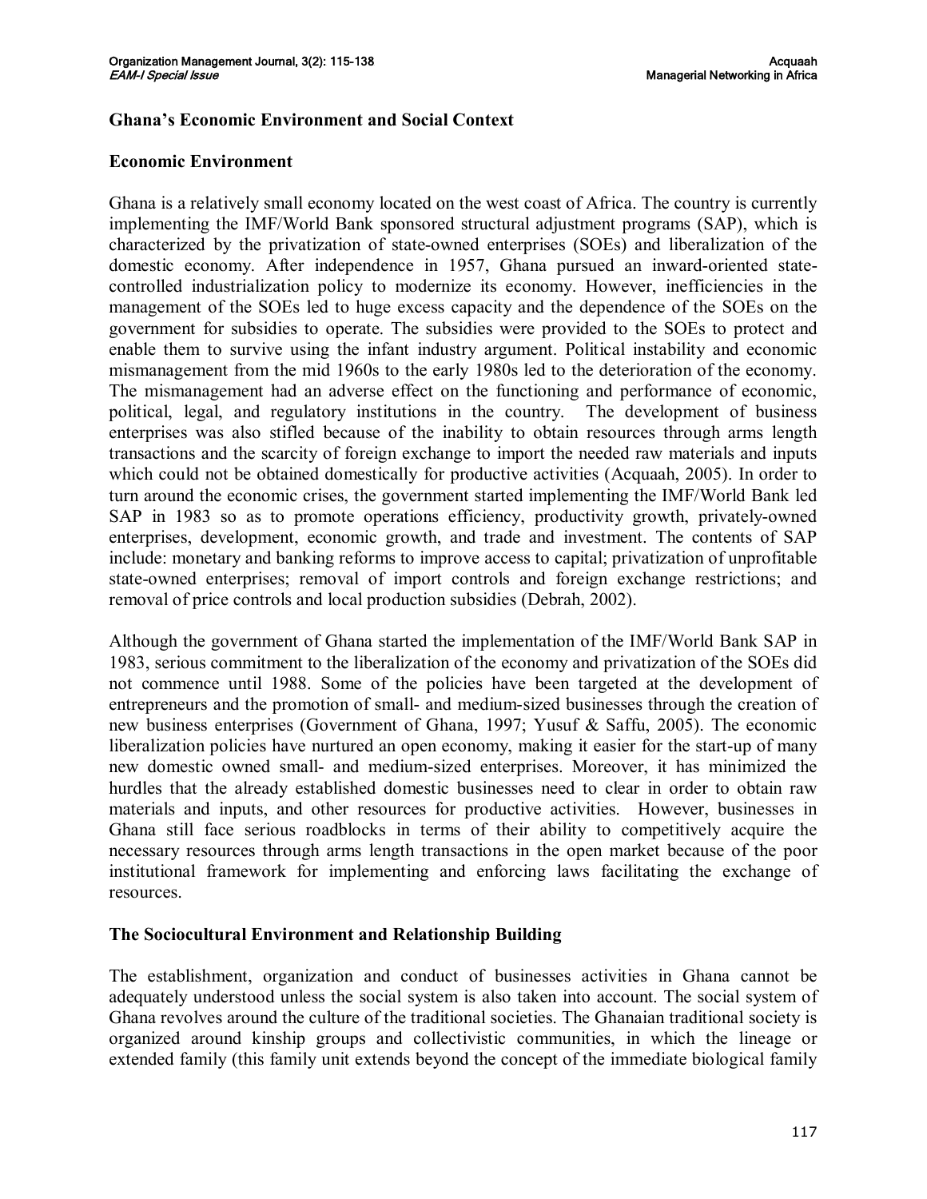## Ghana's Economic Environment and Social Context

### Economic Environment

Ghana is a relatively small economy located on the west coast of Africa. The country is currently implementing the IMF/World Bank sponsored structural adjustment programs (SAP), which is characterized by the privatization of state-owned enterprises (SOEs) and liberalization of the domestic economy. After independence in 1957, Ghana pursued an inward-oriented state-controlled industrialization policy to modernize its economy. However, inefficiencies in the management of the SOEs led to huge excess capacity and the dependence of the SOEs on the government for subsidies to operate. The subsidies were provided to the SOEs to protect and enable them to survive using the infant industry argument. Political instability and economic mismanagement from the mid 1960s to the early 1980s led to the deterioration of the economy. The mismanagement had an adverse effect on the functioning and performance of economic, political, legal, and regulatory institutions in the country. The development of business enterprises was also stifled because of the inability to obtain resources through arms length transactions and the scarcity of foreign exchange to import the needed raw materials and inputs which could not be obtained domestically for productive activities (Acquaah, 2005). In order to turn around the economic crises, the government started implementing the IMF/World Bank led SAP in 1983 so as to promote operations efficiency, productivity growth, privately-owned enterprises, development, economic growth, and trade and investment. The contents of SAP include: monetary and banking reforms to improve access to capital; privatization of unprofitable state-owned enterprises; removal of import controls and foreign exchange restrictions; and removal of price controls and local production subsidies (Debrah, 2002).

Although the government of Ghana started the implementation of the IMF/World Bank SAP in 1983, serious commitment to the liberalization of the economy and privatization of the SOEs did not commence until 1988. Some of the policies have been targeted at the development of entrepreneurs and the promotion of small- and medium-sized businesses through the creation of new business enterprises (Government of Ghana, 1997; Yusuf & Saffu, 2005). The economic liberalization policies have nurtured an open economy, making it easier for the start-up of many new domestic owned small- and medium-sized enterprises. Moreover, it has minimized the hurdles that the already established domestic businesses need to clear in order to obtain raw materials and inputs, and other resources for productive activities. However, businesses in Ghana still face serious roadblocks in terms of their ability to competitively acquire the necessary resources through arms length transactions in the open market because of the poor institutional framework for implementing and enforcing laws facilitating the exchange of resources.

### The Sociocultural Environment and Relationship Building

The establishment, organization and conduct of businesses activities in Ghana cannot be adequately understood unless the social system is also taken into account. The social system of Ghana revolves around the culture of the traditional societies. The Ghanaian traditional society is organized around kinship groups and collectivistic communities, in which the lineage or extended family (this family unit extends beyond the concept of the immediate biological family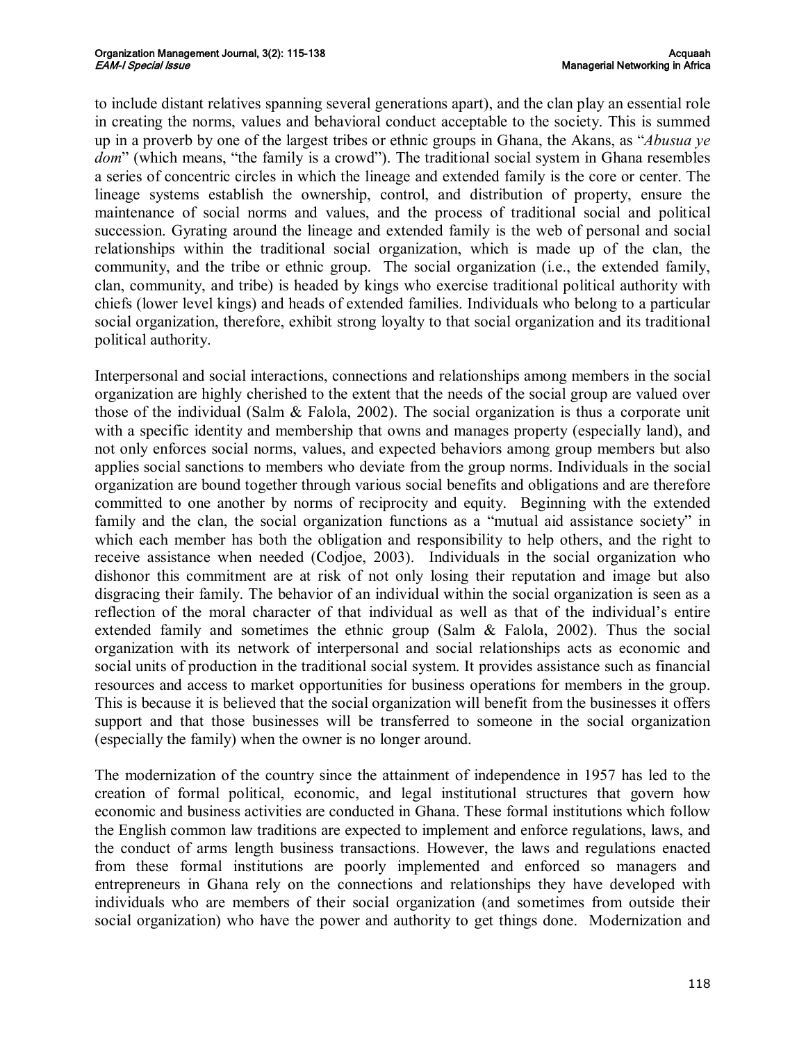to include distant relatives spanning several generations apart), and the clan play an essential role in creating the norms, values and behavioral conduct acceptable to the society. This is summed up in a proverb by one of the largest tribes or ethnic groups in Ghana, the Akans, as "*Abusua ye dom*" (which means, "the family is a crowd"). The traditional social system in Ghana resembles a series of concentric circles in which the lineage and extended family is the core or center. The lineage systems establish the ownership, control, and distribution of property, ensure the maintenance of social norms and values, and the process of traditional social and political succession. Gyrating around the lineage and extended family is the web of personal and social relationships within the traditional social organization, which is made up of the clan, the community, and the tribe or ethnic group. The social organization (i.e., the extended family, clan, community, and tribe) is headed by kings who exercise traditional political authority with chiefs (lower level kings) and heads of extended families. Individuals who belong to a particular social organization, therefore, exhibit strong loyalty to that social organization and its traditional political authority.

Interpersonal and social interactions, connections and relationships among members in the social organization are highly cherished to the extent that the needs of the social group are valued over those of the individual (Salm & Falola, 2002). The social organization is thus a corporate unit with a specific identity and membership that owns and manages property (especially land), and not only enforces social norms, values, and expected behaviors among group members but also applies social sanctions to members who deviate from the group norms. Individuals in the social organization are bound together through various social benefits and obligations and are therefore committed to one another by norms of reciprocity and equity. Beginning with the extended family and the clan, the social organization functions as a "mutual aid assistance society" in which each member has both the obligation and responsibility to help others, and the right to receive assistance when needed (Codjoe, 2003). Individuals in the social organization who dishonor this commitment are at risk of not only losing their reputation and image but also disgracing their family. The behavior of an individual within the social organization is seen as a reflection of the moral character of that individual as well as that of the individual's entire extended family and sometimes the ethnic group (Salm & Falola, 2002). Thus the social organization with its network of interpersonal and social relationships acts as economic and social units of production in the traditional social system. It provides assistance such as financial resources and access to market opportunities for business operations for members in the group. This is because it is believed that the social organization will benefit from the businesses it offers support and that those businesses will be transferred to someone in the social organization (especially the family) when the owner is no longer around.

The modernization of the country since the attainment of independence in 1957 has led to the creation of formal political, economic, and legal institutional structures that govern how economic and business activities are conducted in Ghana. These formal institutions which follow the English common law traditions are expected to implement and enforce regulations, laws, and the conduct of arms length business transactions. However, the laws and regulations enacted from these formal institutions are poorly implemented and enforced so managers and entrepreneurs in Ghana rely on the connections and relationships they have developed with individuals who are members of their social organization (and sometimes from outside their social organization) who have the power and authority to get things done. Modernization and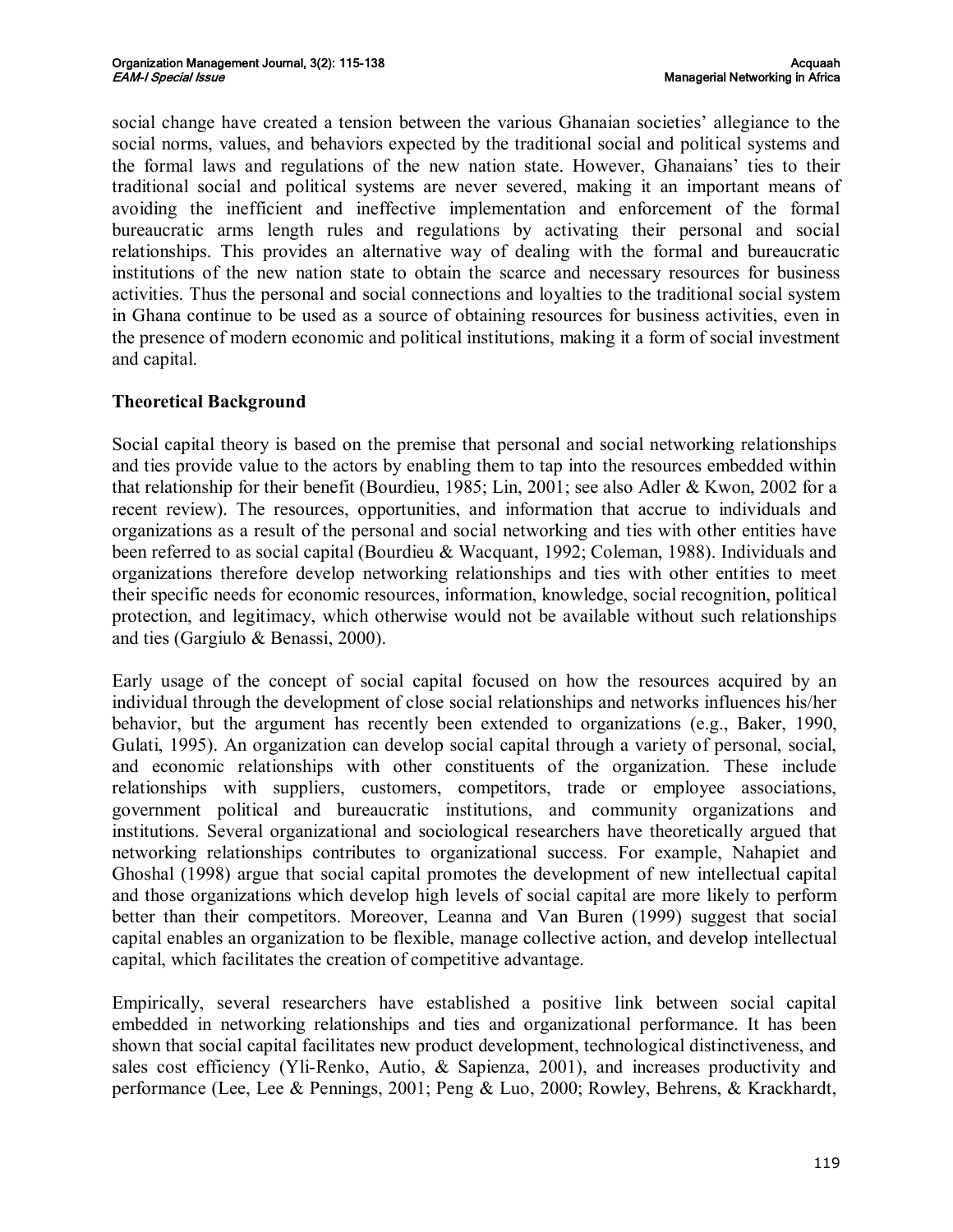social change have created a tension between the various Ghanaian societies' allegiance to the social norms, values, and behaviors expected by the traditional social and political systems and the formal laws and regulations of the new nation state. However, Ghanaians' ties to their traditional social and political systems are never severed, making it an important means of avoiding the inefficient and ineffective implementation and enforcement of the formal bureaucratic arms length rules and regulations by activating their personal and social relationships. This provides an alternative way of dealing with the formal and bureaucratic institutions of the new nation state to obtain the scarce and necessary resources for business activities. Thus the personal and social connections and loyalties to the traditional social system in Ghana continue to be used as a source of obtaining resources for business activities, even in the presence of modern economic and political institutions, making it a form of social investment and capital.

## Theoretical Background

Social capital theory is based on the premise that personal and social networking relationships and ties provide value to the actors by enabling them to tap into the resources embedded within that relationship for their benefit (Bourdieu, 1985; Lin, 2001; see also Adler & Kwon, 2002 for a recent review). The resources, opportunities, and information that accrue to individuals and organizations as a result of the personal and social networking and ties with other entities have been referred to as social capital (Bourdieu & Wacquant, 1992; Coleman, 1988). Individuals and organizations therefore develop networking relationships and ties with other entities to meet their specific needs for economic resources, information, knowledge, social recognition, political protection, and legitimacy, which otherwise would not be available without such relationships and ties (Gargiulo & Benassi, 2000).

Early usage of the concept of social capital focused on how the resources acquired by an individual through the development of close social relationships and networks influences his/her behavior, but the argument has recently been extended to organizations (e.g., Baker, 1990, Gulati, 1995). An organization can develop social capital through a variety of personal, social, and economic relationships with other constituents of the organization. These include relationships with suppliers, customers, competitors, trade or employee associations, government political and bureaucratic institutions, and community organizations and institutions. Several organizational and sociological researchers have theoretically argued that networking relationships contributes to organizational success. For example, Nahapiet and Ghoshal (1998) argue that social capital promotes the development of new intellectual capital and those organizations which develop high levels of social capital are more likely to perform better than their competitors. Moreover, Leanna and Van Buren (1999) suggest that social capital enables an organization to be flexible, manage collective action, and develop intellectual capital, which facilitates the creation of competitive advantage.

Empirically, several researchers have established a positive link between social capital embedded in networking relationships and ties and organizational performance. It has been shown that social capital facilitates new product development, technological distinctiveness, and sales cost efficiency (Yli-Renko, Autio, & Sapienza, 2001), and increases productivity and performance (Lee, Lee & Pennings, 2001; Peng & Luo, 2000; Rowley, Behrens, & Krackhardt,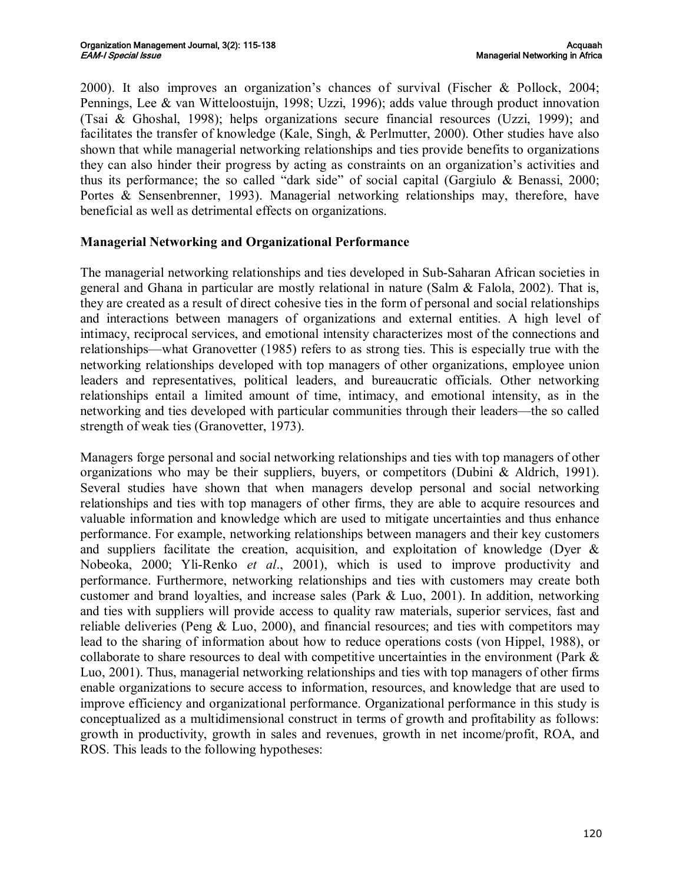2000). It also improves an organization's chances of survival (Fischer & Pollock, 2004; Pennings, Lee & van Witteloostuijn, 1998; Uzzi, 1996); adds value through product innovation (Tsai & Ghoshal, 1998); helps organizations secure financial resources (Uzzi, 1999); and facilitates the transfer of knowledge (Kale, Singh, & Perlmutter, 2000). Other studies have also shown that while managerial networking relationships and ties provide benefits to organizations they can also hinder their progress by acting as constraints on an organization's activities and thus its performance; the so called "dark side" of social capital (Gargiulo & Benassi, 2000; Portes & Sensenbrenner, 1993). Managerial networking relationships may, therefore, have beneficial as well as detrimental effects on organizations.

**Managerial Networking and Organizational Performance**

The managerial networking relationships and ties developed in Sub-Saharan African societies in general and Ghana in particular are mostly relational in nature (Salm & Falola, 2002). That is, they are created as a result of direct cohesive ties in the form of personal and social relationships and interactions between managers of organizations and external entities. A high level of intimacy, reciprocal services, and emotional intensity characterizes most of the connections and relationships—what Granovetter (1985) refers to as strong ties. This is especially true with the networking relationships developed with top managers of other organizations, employee union leaders and representatives, political leaders, and bureaucratic officials. Other networking relationships entail a limited amount of time, intimacy, and emotional intensity, as in the networking and ties developed with particular communities through their leaders—the so called strength of weak ties (Granovetter, 1973).

Managers forge personal and social networking relationships and ties with top managers of other organizations who may be their suppliers, buyers, or competitors (Dubini & Aldrich, 1991). Several studies have shown that when managers develop personal and social networking relationships and ties with top managers of other firms, they are able to acquire resources and valuable information and knowledge which are used to mitigate uncertainties and thus enhance performance. For example, networking relationships between managers and their key customers and suppliers facilitate the creation, acquisition, and exploitation of knowledge (Dyer & Nobeoka, 2000; Yli-Renko *et al*., 2001), which is used to improve productivity and performance. Furthermore, networking relationships and ties with customers may create both customer and brand loyalties, and increase sales (Park & Luo, 2001). In addition, networking and ties with suppliers will provide access to quality raw materials, superior services, fast and reliable deliveries (Peng & Luo, 2000), and financial resources; and ties with competitors may lead to the sharing of information about how to reduce operations costs (von Hippel, 1988), or collaborate to share resources to deal with competitive uncertainties in the environment (Park & Luo, 2001). Thus, managerial networking relationships and ties with top managers of other firms enable organizations to secure access to information, resources, and knowledge that are used to improve efficiency and organizational performance. Organizational performance in this study is conceptualized as a multidimensional construct in terms of growth and profitability as follows: growth in productivity, growth in sales and revenues, growth in net income/profit, ROA, and ROS. This leads to the following hypotheses: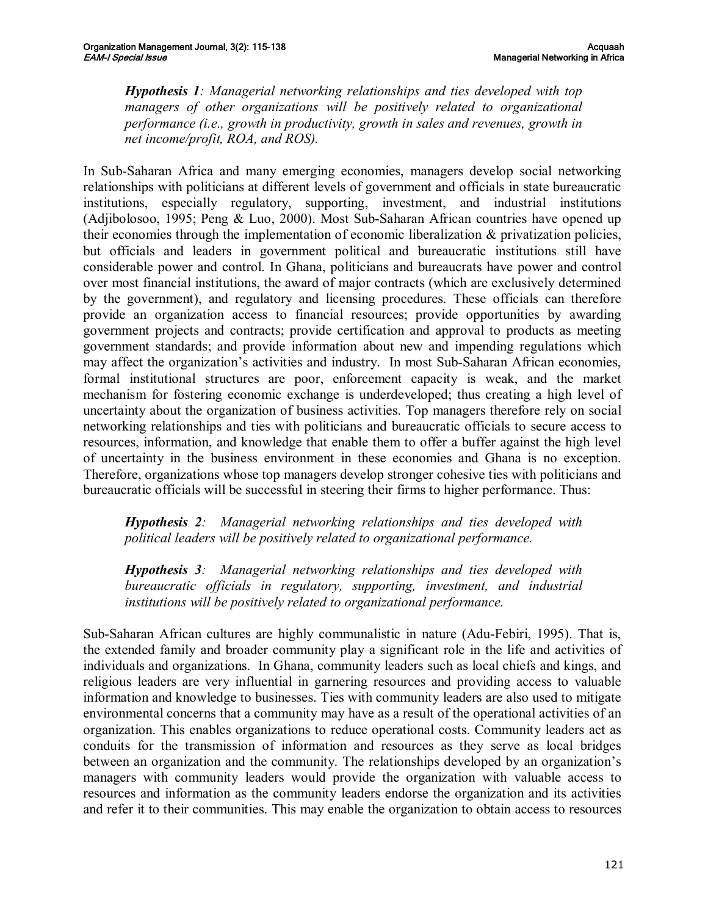> ***Hypothesis 1**: Managerial networking relationships and ties developed with top managers of other organizations will be positively related to organizational performance (i.e., growth in productivity, growth in sales and revenues, growth in net income/profit, ROA, and ROS).*

In Sub-Saharan Africa and many emerging economies, managers develop social networking relationships with politicians at different levels of government and officials in state bureaucratic institutions, especially regulatory, supporting, investment, and industrial institutions (Adjibolosoo, 1995; Peng & Luo, 2000). Most Sub-Saharan African countries have opened up their economies through the implementation of economic liberalization & privatization policies, but officials and leaders in government political and bureaucratic institutions still have considerable power and control. In Ghana, politicians and bureaucrats have power and control over most financial institutions, the award of major contracts (which are exclusively determined by the government), and regulatory and licensing procedures. These officials can therefore provide an organization access to financial resources; provide opportunities by awarding government projects and contracts; provide certification and approval to products as meeting government standards; and provide information about new and impending regulations which may affect the organization's activities and industry. In most Sub-Saharan African economies, formal institutional structures are poor, enforcement capacity is weak, and the market mechanism for fostering economic exchange is underdeveloped; thus creating a high level of uncertainty about the organization of business activities. Top managers therefore rely on social networking relationships and ties with politicians and bureaucratic officials to secure access to resources, information, and knowledge that enable them to offer a buffer against the high level of uncertainty in the business environment in these economies and Ghana is no exception. Therefore, organizations whose top managers develop stronger cohesive ties with politicians and bureaucratic officials will be successful in steering their firms to higher performance. Thus:

> ***Hypothesis 2**: Managerial networking relationships and ties developed with political leaders will be positively related to organizational performance.*

> ***Hypothesis 3**: Managerial networking relationships and ties developed with bureaucratic officials in regulatory, supporting, investment, and industrial institutions will be positively related to organizational performance.*

Sub-Saharan African cultures are highly communalistic in nature (Adu-Febiri, 1995). That is, the extended family and broader community play a significant role in the life and activities of individuals and organizations. In Ghana, community leaders such as local chiefs and kings, and religious leaders are very influential in garnering resources and providing access to valuable information and knowledge to businesses. Ties with community leaders are also used to mitigate environmental concerns that a community may have as a result of the operational activities of an organization. This enables organizations to reduce operational costs. Community leaders act as conduits for the transmission of information and resources as they serve as local bridges between an organization and the community. The relationships developed by an organization's managers with community leaders would provide the organization with valuable access to resources and information as the community leaders endorse the organization and its activities and refer it to their communities. This may enable the organization to obtain access to resources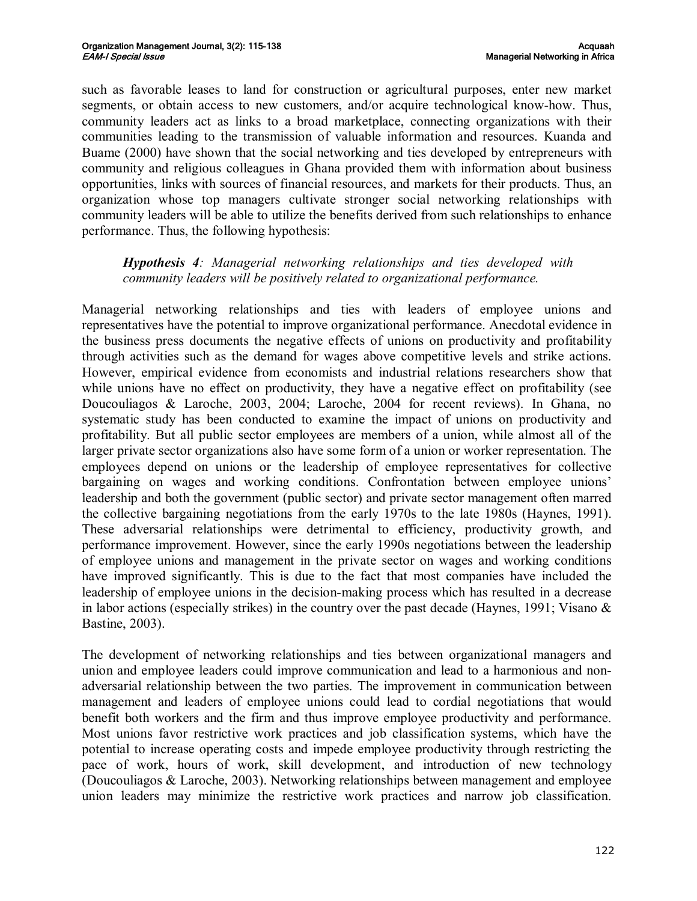such as favorable leases to land for construction or agricultural purposes, enter new market segments, or obtain access to new customers, and/or acquire technological know-how. Thus, community leaders act as links to a broad marketplace, connecting organizations with their communities leading to the transmission of valuable information and resources. Kuanda and Buame (2000) have shown that the social networking and ties developed by entrepreneurs with community and religious colleagues in Ghana provided them with information about business opportunities, links with sources of financial resources, and markets for their products. Thus, an organization whose top managers cultivate stronger social networking relationships with community leaders will be able to utilize the benefits derived from such relationships to enhance performance. Thus, the following hypothesis:

> ***Hypothesis 4**: Managerial networking relationships and ties developed with community leaders will be positively related to organizational performance.*

Managerial networking relationships and ties with leaders of employee unions and representatives have the potential to improve organizational performance. Anecdotal evidence in the business press documents the negative effects of unions on productivity and profitability through activities such as the demand for wages above competitive levels and strike actions. However, empirical evidence from economists and industrial relations researchers show that while unions have no effect on productivity, they have a negative effect on profitability (see Doucouliagos & Laroche, 2003, 2004; Laroche, 2004 for recent reviews). In Ghana, no systematic study has been conducted to examine the impact of unions on productivity and profitability. But all public sector employees are members of a union, while almost all of the larger private sector organizations also have some form of a union or worker representation. The employees depend on unions or the leadership of employee representatives for collective bargaining on wages and working conditions. Confrontation between employee unions' leadership and both the government (public sector) and private sector management often marred the collective bargaining negotiations from the early 1970s to the late 1980s (Haynes, 1991). These adversarial relationships were detrimental to efficiency, productivity growth, and performance improvement. However, since the early 1990s negotiations between the leadership of employee unions and management in the private sector on wages and working conditions have improved significantly. This is due to the fact that most companies have included the leadership of employee unions in the decision-making process which has resulted in a decrease in labor actions (especially strikes) in the country over the past decade (Haynes, 1991; Visano & Bastine, 2003).

The development of networking relationships and ties between organizational managers and union and employee leaders could improve communication and lead to a harmonious and non-adversarial relationship between the two parties. The improvement in communication between management and leaders of employee unions could lead to cordial negotiations that would benefit both workers and the firm and thus improve employee productivity and performance. Most unions favor restrictive work practices and job classification systems, which have the potential to increase operating costs and impede employee productivity through restricting the pace of work, hours of work, skill development, and introduction of new technology (Doucouliagos & Laroche, 2003). Networking relationships between management and employee union leaders may minimize the restrictive work practices and narrow job classification.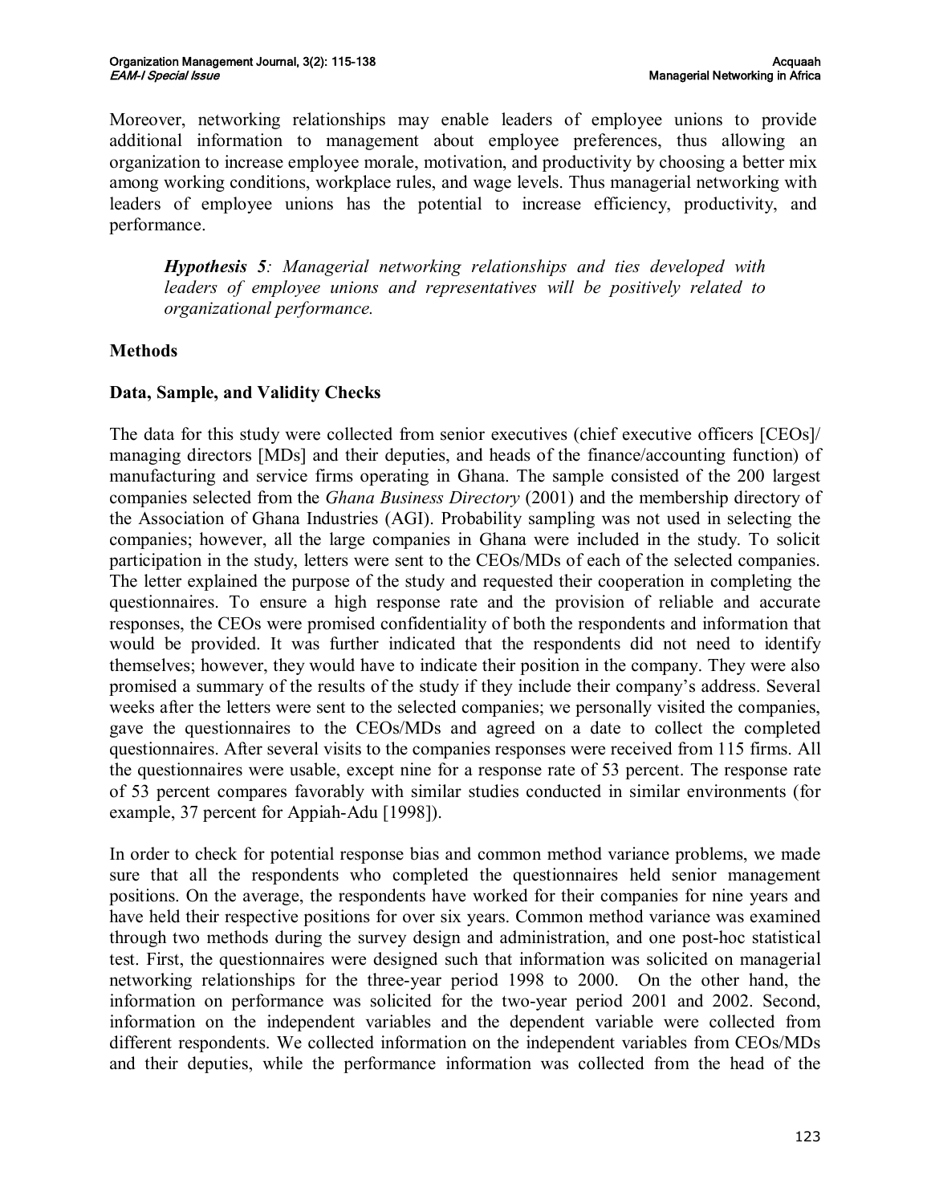Moreover, networking relationships may enable leaders of employee unions to provide additional information to management about employee preferences, thus allowing an organization to increase employee morale, motivation, and productivity by choosing a better mix among working conditions, workplace rules, and wage levels. Thus managerial networking with leaders of employee unions has the potential to increase efficiency, productivity, and performance.

> ***Hypothesis 5****: Managerial networking relationships and ties developed with leaders of employee unions and representatives will be positively related to organizational performance.*

## Methods

### Data, Sample, and Validity Checks

The data for this study were collected from senior executives (chief executive officers [CEOs]/ managing directors [MDs] and their deputies, and heads of the finance/accounting function) of manufacturing and service firms operating in Ghana. The sample consisted of the 200 largest companies selected from the *Ghana Business Directory* (2001) and the membership directory of the Association of Ghana Industries (AGI). Probability sampling was not used in selecting the companies; however, all the large companies in Ghana were included in the study. To solicit participation in the study, letters were sent to the CEOs/MDs of each of the selected companies. The letter explained the purpose of the study and requested their cooperation in completing the questionnaires. To ensure a high response rate and the provision of reliable and accurate responses, the CEOs were promised confidentiality of both the respondents and information that would be provided. It was further indicated that the respondents did not need to identify themselves; however, they would have to indicate their position in the company. They were also promised a summary of the results of the study if they include their company's address. Several weeks after the letters were sent to the selected companies; we personally visited the companies, gave the questionnaires to the CEOs/MDs and agreed on a date to collect the completed questionnaires. After several visits to the companies responses were received from 115 firms. All the questionnaires were usable, except nine for a response rate of 53 percent. The response rate of 53 percent compares favorably with similar studies conducted in similar environments (for example, 37 percent for Appiah-Adu [1998]).

In order to check for potential response bias and common method variance problems, we made sure that all the respondents who completed the questionnaires held senior management positions. On the average, the respondents have worked for their companies for nine years and have held their respective positions for over six years. Common method variance was examined through two methods during the survey design and administration, and one post-hoc statistical test. First, the questionnaires were designed such that information was solicited on managerial networking relationships for the three-year period 1998 to 2000. On the other hand, the information on performance was solicited for the two-year period 2001 and 2002. Second, information on the independent variables and the dependent variable were collected from different respondents. We collected information on the independent variables from CEOs/MDs and their deputies, while the performance information was collected from the head of the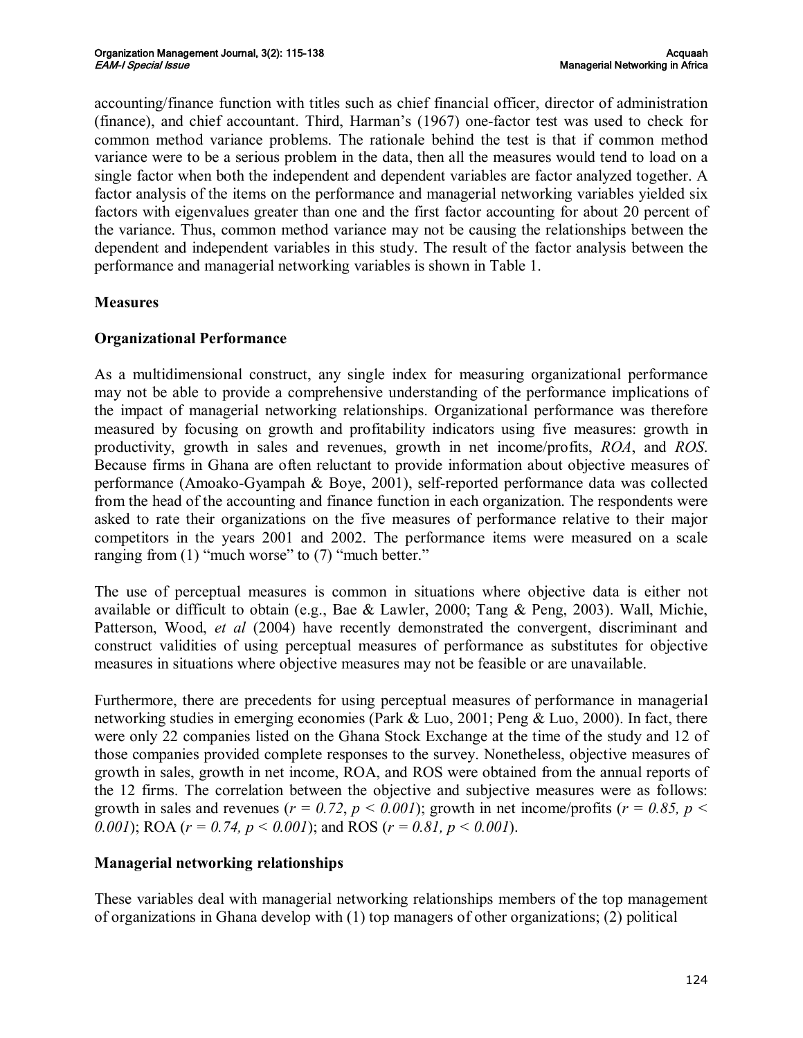accounting/finance function with titles such as chief financial officer, director of administration (finance), and chief accountant. Third, Harman's (1967) one-factor test was used to check for common method variance problems. The rationale behind the test is that if common method variance were to be a serious problem in the data, then all the measures would tend to load on a single factor when both the independent and dependent variables are factor analyzed together. A factor analysis of the items on the performance and managerial networking variables yielded six factors with eigenvalues greater than one and the first factor accounting for about 20 percent of the variance. Thus, common method variance may not be causing the relationships between the dependent and independent variables in this study. The result of the factor analysis between the performance and managerial networking variables is shown in Table 1.

## Measures

### Organizational Performance

As a multidimensional construct, any single index for measuring organizational performance may not be able to provide a comprehensive understanding of the performance implications of the impact of managerial networking relationships. Organizational performance was therefore measured by focusing on growth and profitability indicators using five measures: growth in productivity, growth in sales and revenues, growth in net income/profits, *ROA*, and *ROS*. Because firms in Ghana are often reluctant to provide information about objective measures of performance (Amoako-Gyampah & Boye, 2001), self-reported performance data was collected from the head of the accounting and finance function in each organization. The respondents were asked to rate their organizations on the five measures of performance relative to their major competitors in the years 2001 and 2002. The performance items were measured on a scale ranging from (1) "much worse" to (7) "much better."

The use of perceptual measures is common in situations where objective data is either not available or difficult to obtain (e.g., Bae & Lawler, 2000; Tang & Peng, 2003). Wall, Michie, Patterson, Wood, *et al* (2004) have recently demonstrated the convergent, discriminant and construct validities of using perceptual measures of performance as substitutes for objective measures in situations where objective measures may not be feasible or are unavailable.

Furthermore, there are precedents for using perceptual measures of performance in managerial networking studies in emerging economies (Park & Luo, 2001; Peng & Luo, 2000). In fact, there were only 22 companies listed on the Ghana Stock Exchange at the time of the study and 12 of those companies provided complete responses to the survey. Nonetheless, objective measures of growth in sales, growth in net income, ROA, and ROS were obtained from the annual reports of the 12 firms. The correlation between the objective and subjective measures were as follows: growth in sales and revenues ($r = 0.72$, $p < 0.001$); growth in net income/profits ($r = 0.85$, $p < 0.001$); ROA ($r = 0.74$, $p < 0.001$); and ROS ($r = 0.81$, $p < 0.001$).

### Managerial networking relationships

These variables deal with managerial networking relationships members of the top management of organizations in Ghana develop with (1) top managers of other organizations; (2) political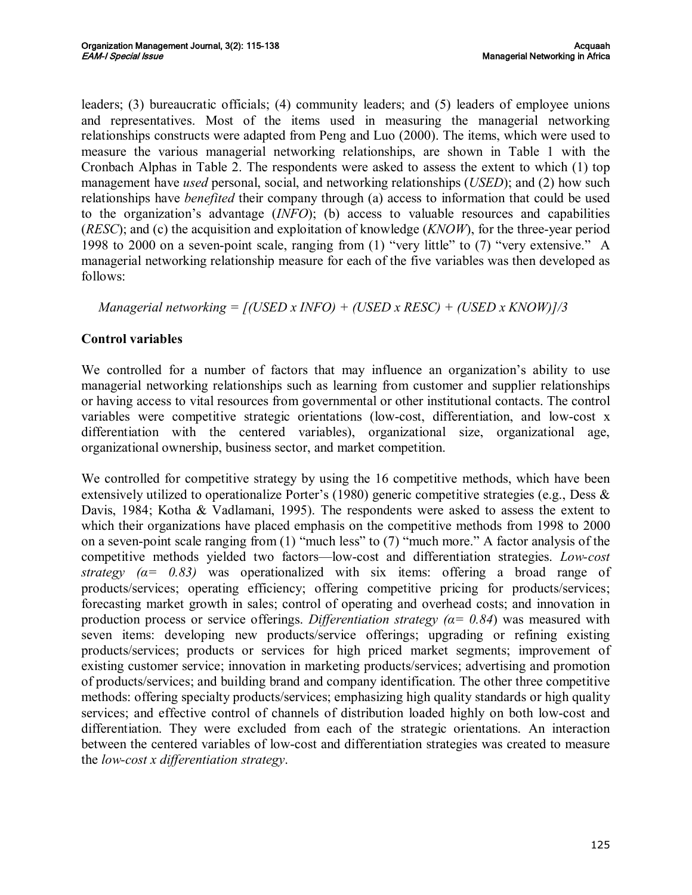leaders; (3) bureaucratic officials; (4) community leaders; and (5) leaders of employee unions and representatives. Most of the items used in measuring the managerial networking relationships constructs were adapted from Peng and Luo (2000). The items, which were used to measure the various managerial networking relationships, are shown in Table 1 with the Cronbach Alphas in Table 2. The respondents were asked to assess the extent to which (1) top management have *used* personal, social, and networking relationships (*USED*); and (2) how such relationships have *benefited* their company through (a) access to information that could be used to the organization's advantage (*INFO*); (b) access to valuable resources and capabilities (*RESC*); and (c) the acquisition and exploitation of knowledge (*KNOW*), for the three-year period 1998 to 2000 on a seven-point scale, ranging from (1) "very little" to (7) "very extensive." A managerial networking relationship measure for each of the five variables was then developed as follows:

*Managerial networking = [(USED x INFO) + (USED x RESC) + (USED x KNOW)]/3*

## Control variables

We controlled for a number of factors that may influence an organization's ability to use managerial networking relationships such as learning from customer and supplier relationships or having access to vital resources from governmental or other institutional contacts. The control variables were competitive strategic orientations (low-cost, differentiation, and low-cost x differentiation with the centered variables), organizational size, organizational age, organizational ownership, business sector, and market competition.

We controlled for competitive strategy by using the 16 competitive methods, which have been extensively utilized to operationalize Porter's (1980) generic competitive strategies (e.g., Dess & Davis, 1984; Kotha & Vadlamani, 1995). The respondents were asked to assess the extent to which their organizations have placed emphasis on the competitive methods from 1998 to 2000 on a seven-point scale ranging from (1) "much less" to (7) "much more." A factor analysis of the competitive methods yielded two factors—low-cost and differentiation strategies. *Low-cost strategy ($\alpha = 0.83$)* was operationalized with six items: offering a broad range of products/services; operating efficiency; offering competitive pricing for products/services; forecasting market growth in sales; control of operating and overhead costs; and innovation in production process or service offerings. *Differentiation strategy ($\alpha = 0.84$)* was measured with seven items: developing new products/service offerings; upgrading or refining existing products/services; products or services for high priced market segments; improvement of existing customer service; innovation in marketing products/services; advertising and promotion of products/services; and building brand and company identification. The other three competitive methods: offering specialty products/services; emphasizing high quality standards or high quality services; and effective control of channels of distribution loaded highly on both low-cost and differentiation. They were excluded from each of the strategic orientations. An interaction between the centered variables of low-cost and differentiation strategies was created to measure the *low-cost x differentiation strategy*.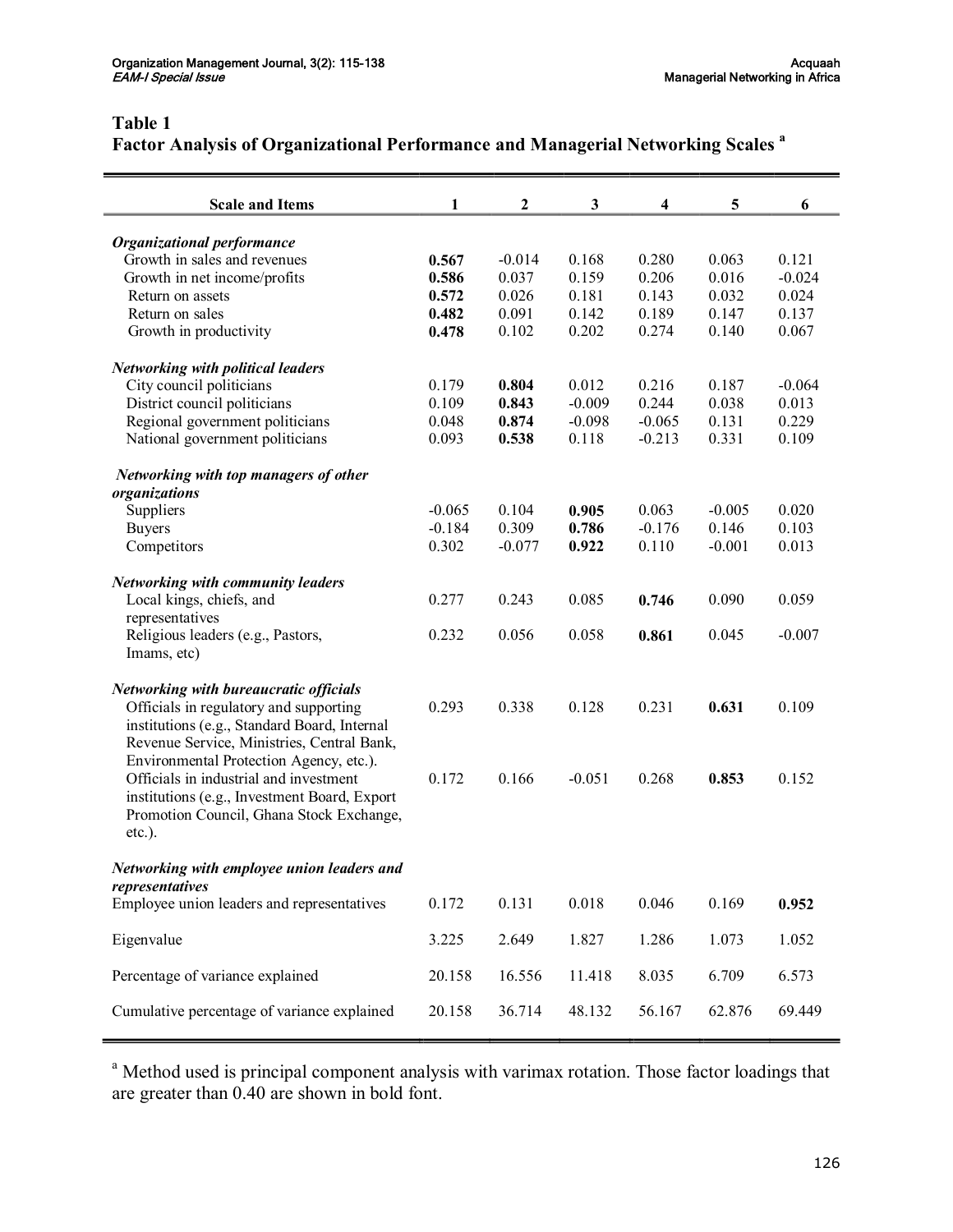**Table 1**
**Factor Analysis of Organizational Performance and Managerial Networking Scales [a]**

| Scale and Items | 1 | 2 | 3 | 4 | 5 | 6 |
|---|---|---|---|---|---|---|
| ***Organizational performance*** | | | | | | |
| Growth in sales and revenues | **0.567** | -0.014 | 0.168 | 0.280 | 0.063 | 0.121 |
| Growth in net income/profits | **0.586** | 0.037 | 0.159 | 0.206 | 0.016 | -0.024 |
| Return on assets | **0.572** | 0.026 | 0.181 | 0.143 | 0.032 | 0.024 |
| Return on sales | **0.482** | 0.091 | 0.142 | 0.189 | 0.147 | 0.137 |
| Growth in productivity | **0.478** | 0.102 | 0.202 | 0.274 | 0.140 | 0.067 |
| ***Networking with political leaders*** | | | | | | |
| City council politicians | 0.179 | **0.804** | 0.012 | 0.216 | 0.187 | -0.064 |
| District council politicians | 0.109 | **0.843** | -0.009 | 0.244 | 0.038 | 0.013 |
| Regional government politicians | 0.048 | **0.874** | -0.098 | -0.065 | 0.131 | 0.229 |
| National government politicians | 0.093 | **0.538** | 0.118 | -0.213 | 0.331 | 0.109 |
| ***Networking with top managers of other organizations*** | | | | | | |
| Suppliers | -0.065 | 0.104 | **0.905** | 0.063 | -0.005 | 0.020 |
| Buyers | -0.184 | 0.309 | **0.786** | -0.176 | 0.146 | 0.103 |
| Competitors | 0.302 | -0.077 | **0.922** | 0.110 | -0.001 | 0.013 |
| ***Networking with community leaders*** | | | | | | |
| Local kings, chiefs, and representatives | 0.277 | 0.243 | 0.085 | **0.746** | 0.090 | 0.059 |
| Religious leaders (e.g., Pastors, Imams, etc) | 0.232 | 0.056 | 0.058 | **0.861** | 0.045 | -0.007 |
| ***Networking with bureaucratic officials*** | | | | | | |
| Officials in regulatory and supporting institutions (e.g., Standard Board, Internal Revenue Service, Ministries, Central Bank, Environmental Protection Agency, etc.). | 0.293 | 0.338 | 0.128 | 0.231 | **0.631** | 0.109 |
| Officials in industrial and investment institutions (e.g., Investment Board, Export Promotion Council, Ghana Stock Exchange, etc.). | 0.172 | 0.166 | -0.051 | 0.268 | **0.853** | 0.152 |
| ***Networking with employee union leaders and representatives*** | | | | | | |
| Employee union leaders and representatives | 0.172 | 0.131 | 0.018 | 0.046 | 0.169 | **0.952** |
| Eigenvalue | 3.225 | 2.649 | 1.827 | 1.286 | 1.073 | 1.052 |
| Percentage of variance explained | 20.158 | 16.556 | 11.418 | 8.035 | 6.709 | 6.573 |
| Cumulative percentage of variance explained | 20.158 | 36.714 | 48.132 | 56.167 | 62.876 | 69.449 |

[a] Method used is principal component analysis with varimax rotation. Those factor loadings that are greater than 0.40 are shown in bold font.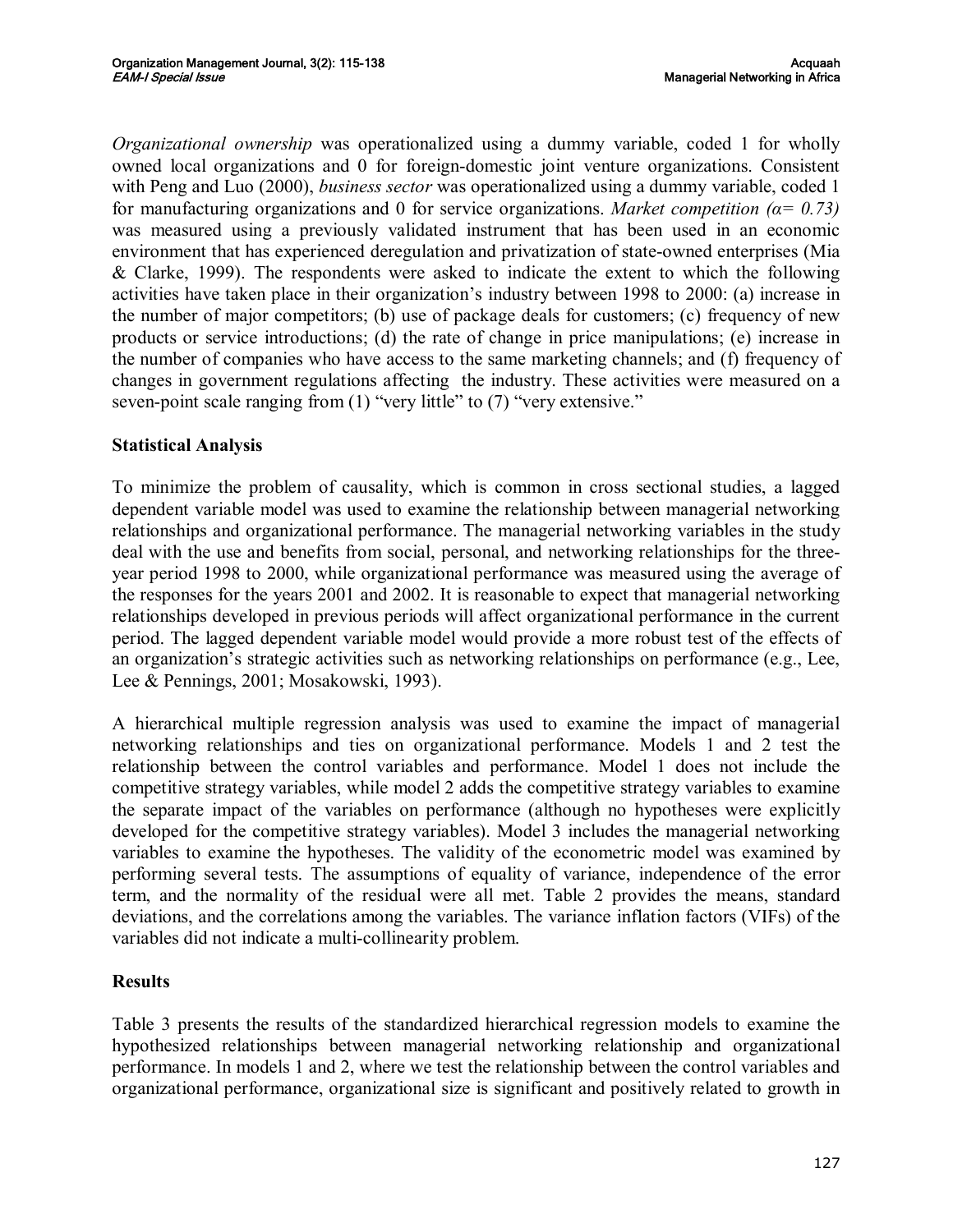*Organizational ownership* was operationalized using a dummy variable, coded 1 for wholly owned local organizations and 0 for foreign-domestic joint venture organizations. Consistent with Peng and Luo (2000), *business sector* was operationalized using a dummy variable, coded 1 for manufacturing organizations and 0 for service organizations. *Market competition ($\alpha = 0.73$)* was measured using a previously validated instrument that has been used in an economic environment that has experienced deregulation and privatization of state-owned enterprises (Mia & Clarke, 1999). The respondents were asked to indicate the extent to which the following activities have taken place in their organization's industry between 1998 to 2000: (a) increase in the number of major competitors; (b) use of package deals for customers; (c) frequency of new products or service introductions; (d) the rate of change in price manipulations; (e) increase in the number of companies who have access to the same marketing channels; and (f) frequency of changes in government regulations affecting the industry. These activities were measured on a seven-point scale ranging from (1) "very little" to (7) "very extensive."

## Statistical Analysis

To minimize the problem of causality, which is common in cross sectional studies, a lagged dependent variable model was used to examine the relationship between managerial networking relationships and organizational performance. The managerial networking variables in the study deal with the use and benefits from social, personal, and networking relationships for the three-year period 1998 to 2000, while organizational performance was measured using the average of the responses for the years 2001 and 2002. It is reasonable to expect that managerial networking relationships developed in previous periods will affect organizational performance in the current period. The lagged dependent variable model would provide a more robust test of the effects of an organization's strategic activities such as networking relationships on performance (e.g., Lee, Lee & Pennings, 2001; Mosakowski, 1993).

A hierarchical multiple regression analysis was used to examine the impact of managerial networking relationships and ties on organizational performance. Models 1 and 2 test the relationship between the control variables and performance. Model 1 does not include the competitive strategy variables, while model 2 adds the competitive strategy variables to examine the separate impact of the variables on performance (although no hypotheses were explicitly developed for the competitive strategy variables). Model 3 includes the managerial networking variables to examine the hypotheses. The validity of the econometric model was examined by performing several tests. The assumptions of equality of variance, independence of the error term, and the normality of the residual were all met. Table 2 provides the means, standard deviations, and the correlations among the variables. The variance inflation factors (VIFs) of the variables did not indicate a multi-collinearity problem.

## Results

Table 3 presents the results of the standardized hierarchical regression models to examine the hypothesized relationships between managerial networking relationship and organizational performance. In models 1 and 2, where we test the relationship between the control variables and organizational performance, organizational size is significant and positively related to growth in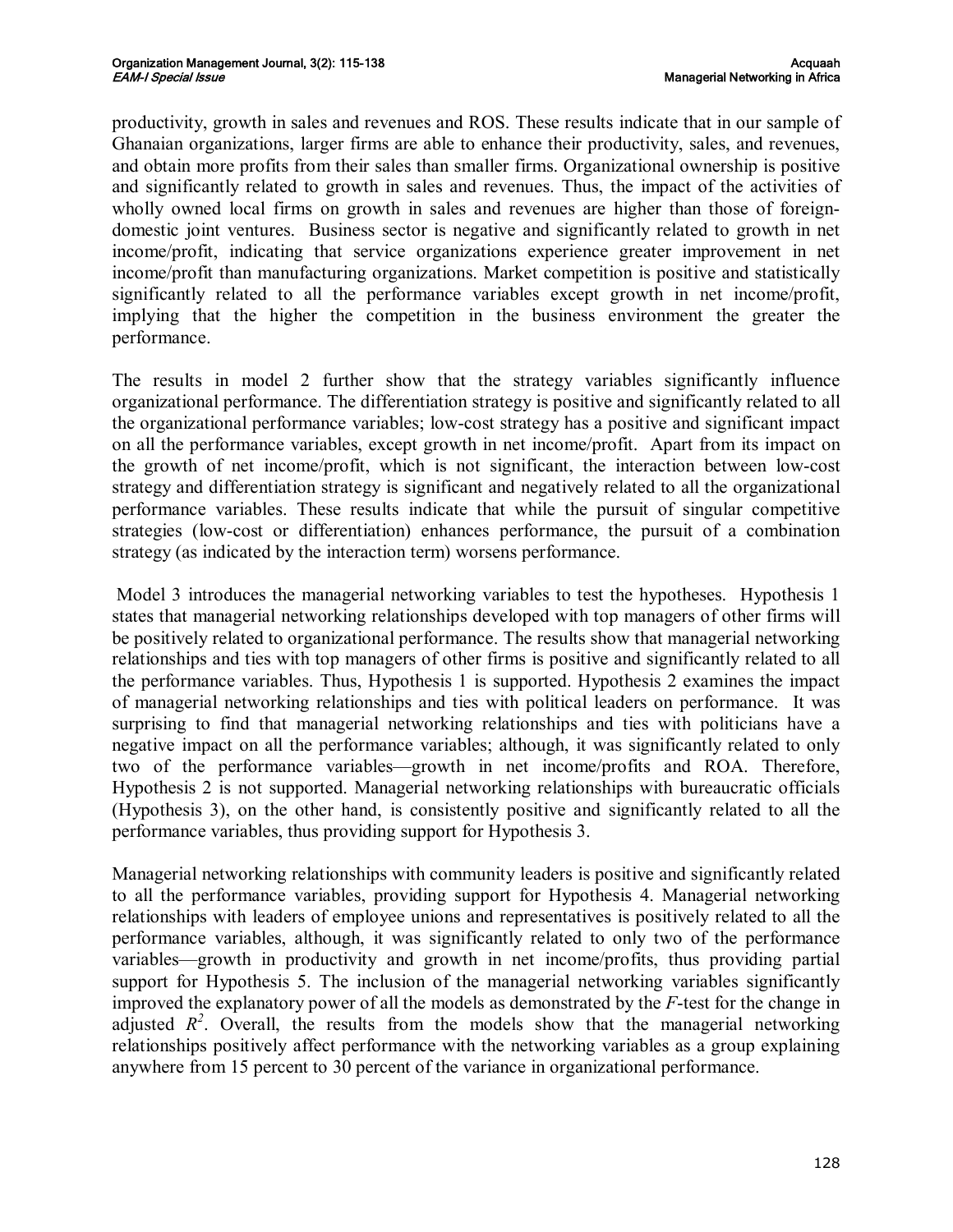productivity, growth in sales and revenues and ROS. These results indicate that in our sample of Ghanaian organizations, larger firms are able to enhance their productivity, sales, and revenues, and obtain more profits from their sales than smaller firms. Organizational ownership is positive and significantly related to growth in sales and revenues. Thus, the impact of the activities of wholly owned local firms on growth in sales and revenues are higher than those of foreign-domestic joint ventures. Business sector is negative and significantly related to growth in net income/profit, indicating that service organizations experience greater improvement in net income/profit than manufacturing organizations. Market competition is positive and statistically significantly related to all the performance variables except growth in net income/profit, implying that the higher the competition in the business environment the greater the performance.

The results in model 2 further show that the strategy variables significantly influence organizational performance. The differentiation strategy is positive and significantly related to all the organizational performance variables; low-cost strategy has a positive and significant impact on all the performance variables, except growth in net income/profit. Apart from its impact on the growth of net income/profit, which is not significant, the interaction between low-cost strategy and differentiation strategy is significant and negatively related to all the organizational performance variables. These results indicate that while the pursuit of singular competitive strategies (low-cost or differentiation) enhances performance, the pursuit of a combination strategy (as indicated by the interaction term) worsens performance.

Model 3 introduces the managerial networking variables to test the hypotheses. Hypothesis 1 states that managerial networking relationships developed with top managers of other firms will be positively related to organizational performance. The results show that managerial networking relationships and ties with top managers of other firms is positive and significantly related to all the performance variables. Thus, Hypothesis 1 is supported. Hypothesis 2 examines the impact of managerial networking relationships and ties with political leaders on performance. It was surprising to find that managerial networking relationships and ties with politicians have a negative impact on all the performance variables; although, it was significantly related to only two of the performance variables—growth in net income/profits and ROA. Therefore, Hypothesis 2 is not supported. Managerial networking relationships with bureaucratic officials (Hypothesis 3), on the other hand, is consistently positive and significantly related to all the performance variables, thus providing support for Hypothesis 3.

Managerial networking relationships with community leaders is positive and significantly related to all the performance variables, providing support for Hypothesis 4. Managerial networking relationships with leaders of employee unions and representatives is positively related to all the performance variables, although, it was significantly related to only two of the performance variables—growth in productivity and growth in net income/profits, thus providing partial support for Hypothesis 5. The inclusion of the managerial networking variables significantly improved the explanatory power of all the models as demonstrated by the *F*-test for the change in adjusted $R^2$. Overall, the results from the models show that the managerial networking relationships positively affect performance with the networking variables as a group explaining anywhere from 15 percent to 30 percent of the variance in organizational performance.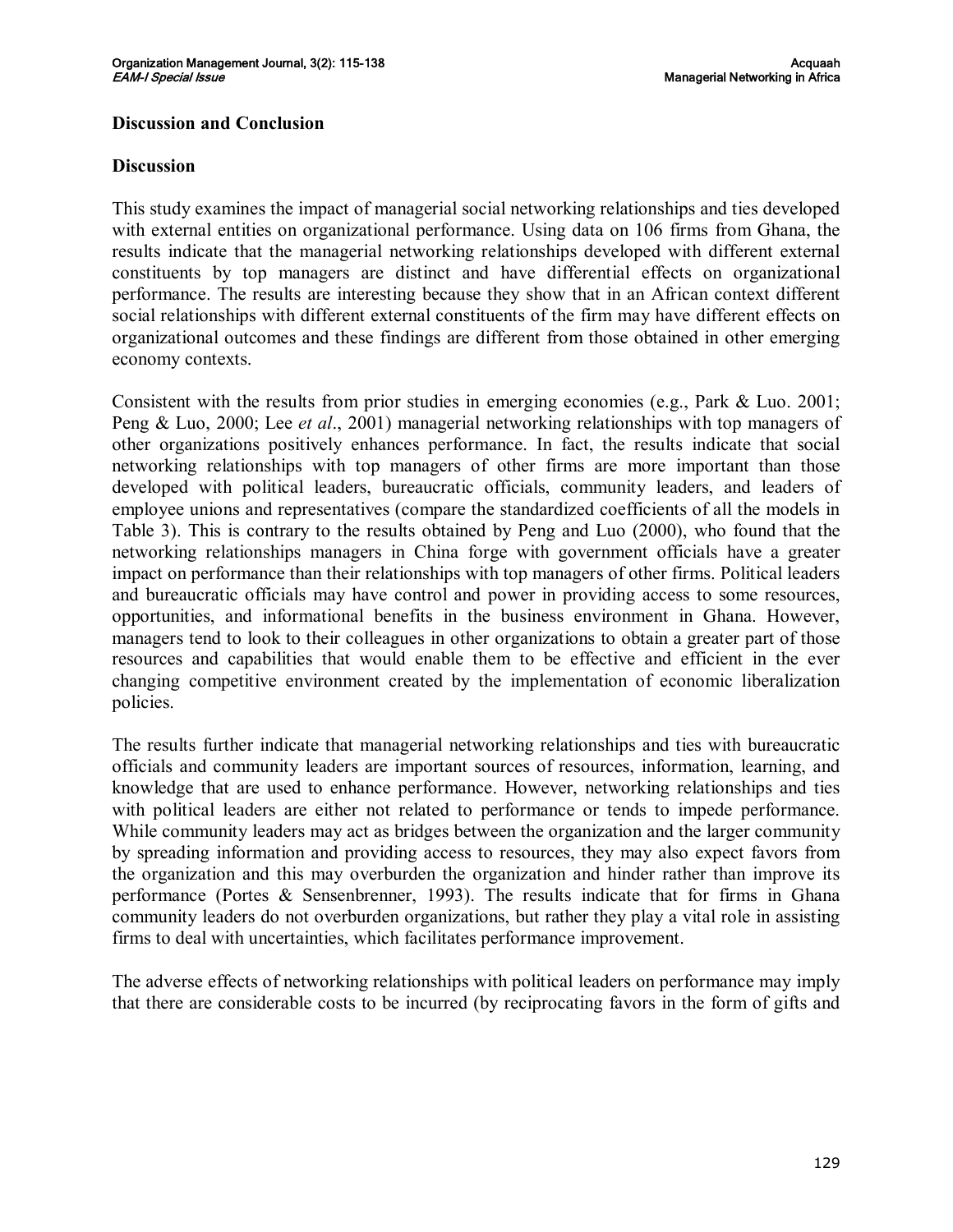## Discussion and Conclusion

### Discussion

This study examines the impact of managerial social networking relationships and ties developed with external entities on organizational performance. Using data on 106 firms from Ghana, the results indicate that the managerial networking relationships developed with different external constituents by top managers are distinct and have differential effects on organizational performance. The results are interesting because they show that in an African context different social relationships with different external constituents of the firm may have different effects on organizational outcomes and these findings are different from those obtained in other emerging economy contexts.

Consistent with the results from prior studies in emerging economies (e.g., Park & Luo. 2001; Peng & Luo, 2000; Lee *et al*., 2001) managerial networking relationships with top managers of other organizations positively enhances performance. In fact, the results indicate that social networking relationships with top managers of other firms are more important than those developed with political leaders, bureaucratic officials, community leaders, and leaders of employee unions and representatives (compare the standardized coefficients of all the models in Table 3). This is contrary to the results obtained by Peng and Luo (2000), who found that the networking relationships managers in China forge with government officials have a greater impact on performance than their relationships with top managers of other firms. Political leaders and bureaucratic officials may have control and power in providing access to some resources, opportunities, and informational benefits in the business environment in Ghana. However, managers tend to look to their colleagues in other organizations to obtain a greater part of those resources and capabilities that would enable them to be effective and efficient in the ever changing competitive environment created by the implementation of economic liberalization policies.

The results further indicate that managerial networking relationships and ties with bureaucratic officials and community leaders are important sources of resources, information, learning, and knowledge that are used to enhance performance. However, networking relationships and ties with political leaders are either not related to performance or tends to impede performance. While community leaders may act as bridges between the organization and the larger community by spreading information and providing access to resources, they may also expect favors from the organization and this may overburden the organization and hinder rather than improve its performance (Portes & Sensenbrenner, 1993). The results indicate that for firms in Ghana community leaders do not overburden organizations, but rather they play a vital role in assisting firms to deal with uncertainties, which facilitates performance improvement.

The adverse effects of networking relationships with political leaders on performance may imply that there are considerable costs to be incurred (by reciprocating favors in the form of gifts and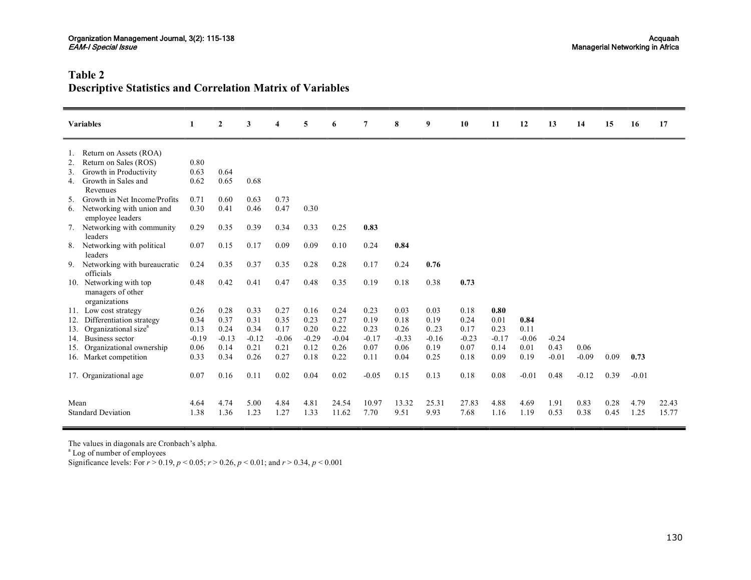## Table 2
## Descriptive Statistics and Correlation Matrix of Variables

| Variables | 1 | 2 | 3 | 4 | 5 | 6 | 7 | 8 | 9 | 10 | 11 | 12 | 13 | 14 | 15 | 16 | 17 |
|---|---|---|---|---|---|---|---|---|---|---|---|---|---|---|---|---|---|
| 1. Return on Assets (ROA) | | | | | | | | | | | | | | | | | |
| 2. Return on Sales (ROS) | 0.80 | | | | | | | | | | | | | | | | |
| 3. Growth in Productivity | 0.63 | 0.64 | | | | | | | | | | | | | | | |
| 4. Growth in Sales and Revenues | 0.62 | 0.65 | 0.68 | | | | | | | | | | | | | | |
| 5. Growth in Net Income/Profits | 0.71 | 0.60 | 0.63 | 0.73 | | | | | | | | | | | | | |
| 6. Networking with union and employee leaders | 0.30 | 0.41 | 0.46 | 0.47 | 0.30 | | | | | | | | | | | | |
| 7. Networking with community leaders | 0.29 | 0.35 | 0.39 | 0.34 | 0.33 | 0.25 | **0.83** | | | | | | | | | | |
| 8. Networking with political leaders | 0.07 | 0.15 | 0.17 | 0.09 | 0.09 | 0.10 | 0.24 | **0.84** | | | | | | | | | |
| 9. Networking with bureaucratic officials | 0.24 | 0.35 | 0.37 | 0.35 | 0.28 | 0.28 | 0.17 | 0.24 | **0.76** | | | | | | | | |
| 10. Networking with top managers of other organizations | 0.48 | 0.42 | 0.41 | 0.47 | 0.48 | 0.35 | 0.19 | 0.18 | 0.38 | **0.73** | | | | | | | |
| 11. Low cost strategy | 0.26 | 0.28 | 0.33 | 0.27 | 0.16 | 0.24 | 0.23 | 0.03 | 0.03 | 0.18 | **0.80** | | | | | | |
| 12. Differentiation strategy | 0.34 | 0.37 | 0.31 | 0.35 | 0.23 | 0.27 | 0.19 | 0.18 | 0.19 | 0.24 | 0.01 | **0.84** | | | | | |
| 13. Organizational size[a] | 0.13 | 0.24 | 0.34 | 0.17 | 0.20 | 0.22 | 0.23 | 0.26 | 0..23 | 0.17 | 0.23 | 0.11 | | | | | |
| 14. Business sector | -0.19 | -0.13 | -0.12 | -0.06 | -0.29 | -0.04 | -0.17 | -0.33 | -0.16 | -0.23 | -0.17 | -0.06 | -0.24 | | | | |
| 15. Organizational ownership | 0.06 | 0.14 | 0.21 | 0.21 | 0.12 | 0.26 | 0.07 | 0.06 | 0.19 | 0.07 | 0.14 | 0.01 | 0.43 | 0.06 | | | |
| 16. Market competition | 0.33 | 0.34 | 0.26 | 0.27 | 0.18 | 0.22 | 0.11 | 0.04 | 0.25 | 0.18 | 0.09 | 0.19 | -0.01 | -0.09 | 0.09 | **0.73** | |
| 17. Organizational age | 0.07 | 0.16 | 0.11 | 0.02 | 0.04 | 0.02 | -0.05 | 0.15 | 0.13 | 0.18 | 0.08 | -0.01 | 0.48 | -0.12 | 0.39 | -0.01 | |
| Mean | 4.64 | 4.74 | 5.00 | 4.84 | 4.81 | 24.54 | 10.97 | 13.32 | 25.31 | 27.83 | 4.88 | 4.69 | 1.91 | 0.83 | 0.28 | 4.79 | 22.43 |
| Standard Deviation | 1.38 | 1.36 | 1.23 | 1.27 | 1.33 | 11.62 | 7.70 | 9.51 | 9.93 | 7.68 | 1.16 | 1.19 | 0.53 | 0.38 | 0.45 | 1.25 | 15.77 |

The values in diagonals are Cronbach's alpha.

[a] Log of number of employees

Significance levels: For $r > 0.19$, $p < 0.05$; $r > 0.26$, $p < 0.01$; and $r > 0.34$, $p < 0.001$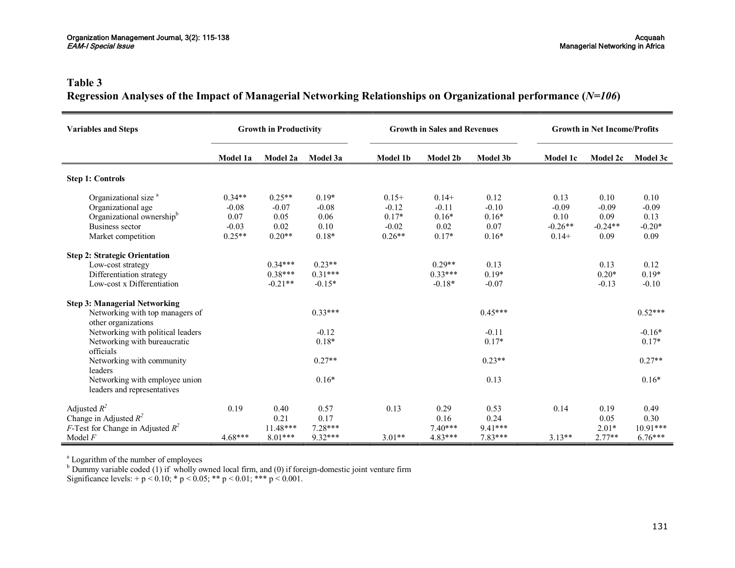## Table 3

**Regression Analyses of the Impact of Managerial Networking Relationships on Organizational performance (*N=106*)**

| Variables and Steps | Growth in Productivity | | | Growth in Sales and Revenues | | | Growth in Net Income/Profits | | |
|---|---|---|---|---|---|---|---|---|---|
| | Model 1a | Model 2a | Model 3a | Model 1b | Model 2b | Model 3b | Model 1c | Model 2c | Model 3c |
| **Step 1: Controls** | | | | | | | | | |
| Organizational size [a] | 0.34** | 0.25** | 0.19* | 0.15+ | 0.14+ | 0.12 | 0.13 | 0.10 | 0.10 |
| Organizational age | -0.08 | -0.07 | -0.08 | -0.12 | -0.11 | -0.10 | -0.09 | -0.09 | -0.09 |
| Organizational ownership[b] | 0.07 | 0.05 | 0.06 | 0.17* | 0.16* | 0.16* | 0.10 | 0.09 | 0.13 |
| Business sector | -0.03 | 0.02 | 0.10 | -0.02 | 0.02 | 0.07 | -0.26** | -0.24** | -0.20* |
| Market competition | 0.25** | 0.20** | 0.18* | 0.26** | 0.17* | 0.16* | 0.14+ | 0.09 | 0.09 |
| **Step 2: Strategic Orientation** | | | | | | | | | |
| Low-cost strategy | | 0.34*** | 0.23** | | 0.29** | 0.13 | | 0.13 | 0.12 |
| Differentiation strategy | | 0.38*** | 0.31*** | | 0.33*** | 0.19* | | 0.20* | 0.19* |
| Low-cost x Differentiation | | -0.21** | -0.15* | | -0.18* | -0.07 | | -0.13 | -0.10 |
| **Step 3: Managerial Networking** | | | | | | | | | |
| Networking with top managers of other organizations | | | 0.33*** | | | 0.45*** | | | 0.52*** |
| Networking with political leaders | | | -0.12 | | | -0.11 | | | -0.16* |
| Networking with bureaucratic officials | | | 0.18* | | | 0.17* | | | 0.17* |
| Networking with community leaders | | | 0.27** | | | 0.23** | | | 0.27** |
| Networking with employee union leaders and representatives | | | 0.16* | | | 0.13 | | | 0.16* |
| Adjusted $R^2$ | 0.19 | 0.40 | 0.57 | 0.13 | 0.29 | 0.53 | 0.14 | 0.19 | 0.49 |
| Change in Adjusted $R^2$ | | 0.21 | 0.17 | | 0.16 | 0.24 | | 0.05 | 0.30 |
| $F$-Test for Change in Adjusted $R^2$ | | 11.48*** | 7.28*** | | 7.40*** | 9.41*** | | 2.01* | 10.91*** |
| Model $F$ | 4.68*** | 8.01*** | 9.32*** | 3.01** | 4.83*** | 7.83*** | 3.13** | 2.77** | 6.76*** |

[a] Logarithm of the number of employees

[b] Dummy variable coded (1) if wholly owned local firm, and (0) if foreign-domestic joint venture firm

Significance levels: + $p < 0.10$; * $p < 0.05$; ** $p < 0.01$; *** $p < 0.001$.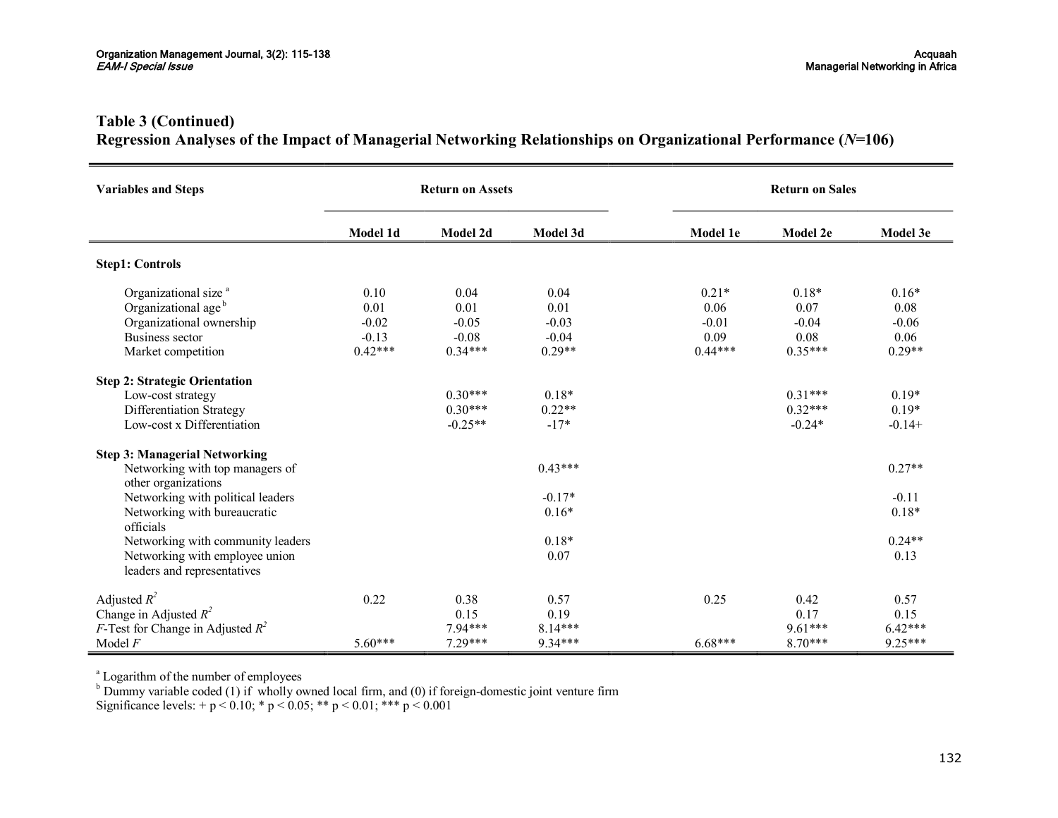## Table 3 (Continued)
## Regression Analyses of the Impact of Managerial Networking Relationships on Organizational Performance (*N*=106)

| Variables and Steps | Return on Assets | | | Return on Sales | | |
|---|---|---|---|---|---|---|
| | Model 1d | Model 2d | Model 3d | Model 1e | Model 2e | Model 3e |
| **Step1: Controls** | | | | | | |
| Organizational size [a] | 0.10 | 0.04 | 0.04 | 0.21* | 0.18* | 0.16* |
| Organizational age [b] | 0.01 | 0.01 | 0.01 | 0.06 | 0.07 | 0.08 |
| Organizational ownership | -0.02 | -0.05 | -0.03 | -0.01 | -0.04 | -0.06 |
| Business sector | -0.13 | -0.08 | -0.04 | 0.09 | 0.08 | 0.06 |
| Market competition | 0.42*** | 0.34*** | 0.29** | 0.44*** | 0.35*** | 0.29** |
| **Step 2: Strategic Orientation** | | | | | | |
| Low-cost strategy | | 0.30*** | 0.18* | | 0.31*** | 0.19* |
| Differentiation Strategy | | 0.30*** | 0.22** | | 0.32*** | 0.19* |
| Low-cost x Differentiation | | -0.25** | -17* | | -0.24* | -0.14+ |
| **Step 3: Managerial Networking** | | | | | | |
| Networking with top managers of other organizations | | | 0.43*** | | | 0.27** |
| Networking with political leaders | | | -0.17* | | | -0.11 |
| Networking with bureaucratic officials | | | 0.16* | | | 0.18* |
| Networking with community leaders | | | 0.18* | | | 0.24** |
| Networking with employee union leaders and representatives | | | 0.07 | | | 0.13 |
| Adjusted $R^2$ | 0.22 | 0.38 | 0.57 | 0.25 | 0.42 | 0.57 |
| Change in Adjusted $R^2$ | | 0.15 | 0.19 | | 0.17 | 0.15 |
| *F*-Test for Change in Adjusted $R^2$ | | 7.94*** | 8.14*** | | 9.61*** | 6.42*** |
| Model *F* | 5.60*** | 7.29*** | 9.34*** | 6.68*** | 8.70*** | 9.25*** |

[a] Logarithm of the number of employees
[b] Dummy variable coded (1) if wholly owned local firm, and (0) if foreign-domestic joint venture firm
Significance levels: + $p < 0.10$; * $p < 0.05$; ** $p < 0.01$; *** $p < 0.001$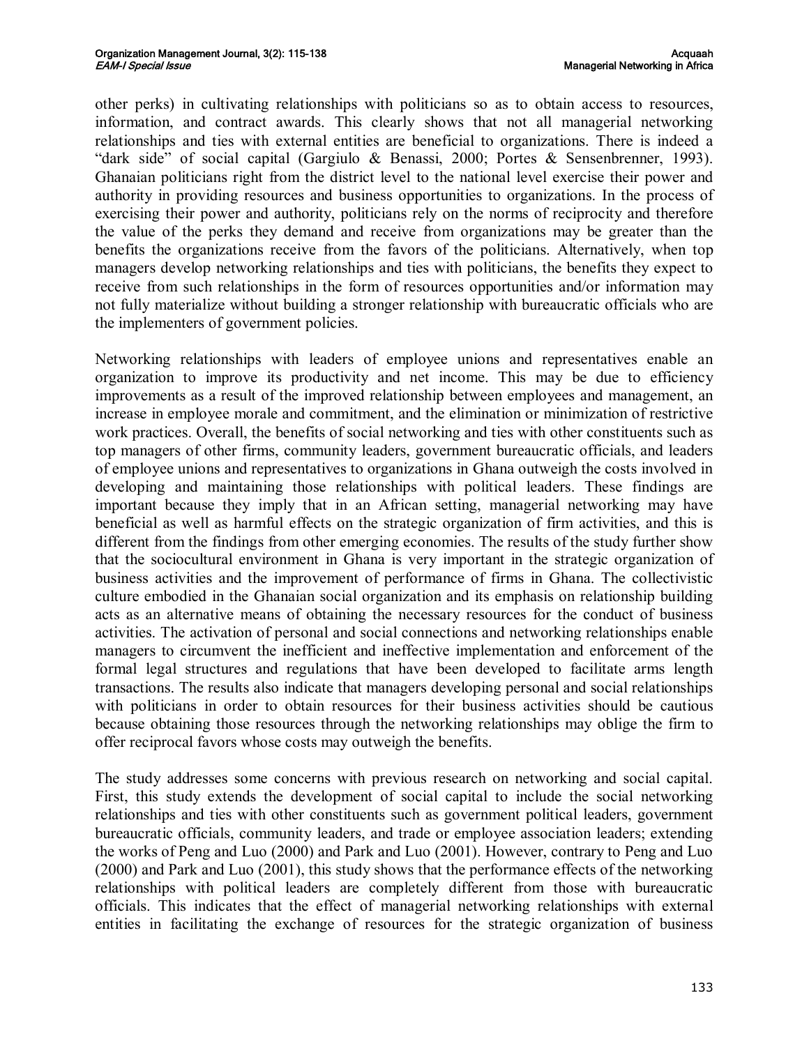other perks) in cultivating relationships with politicians so as to obtain access to resources, information, and contract awards. This clearly shows that not all managerial networking relationships and ties with external entities are beneficial to organizations. There is indeed a "dark side" of social capital (Gargiulo & Benassi, 2000; Portes & Sensenbrenner, 1993). Ghanaian politicians right from the district level to the national level exercise their power and authority in providing resources and business opportunities to organizations. In the process of exercising their power and authority, politicians rely on the norms of reciprocity and therefore the value of the perks they demand and receive from organizations may be greater than the benefits the organizations receive from the favors of the politicians. Alternatively, when top managers develop networking relationships and ties with politicians, the benefits they expect to receive from such relationships in the form of resources opportunities and/or information may not fully materialize without building a stronger relationship with bureaucratic officials who are the implementers of government policies.

Networking relationships with leaders of employee unions and representatives enable an organization to improve its productivity and net income. This may be due to efficiency improvements as a result of the improved relationship between employees and management, an increase in employee morale and commitment, and the elimination or minimization of restrictive work practices. Overall, the benefits of social networking and ties with other constituents such as top managers of other firms, community leaders, government bureaucratic officials, and leaders of employee unions and representatives to organizations in Ghana outweigh the costs involved in developing and maintaining those relationships with political leaders. These findings are important because they imply that in an African setting, managerial networking may have beneficial as well as harmful effects on the strategic organization of firm activities, and this is different from the findings from other emerging economies. The results of the study further show that the sociocultural environment in Ghana is very important in the strategic organization of business activities and the improvement of performance of firms in Ghana. The collectivistic culture embodied in the Ghanaian social organization and its emphasis on relationship building acts as an alternative means of obtaining the necessary resources for the conduct of business activities. The activation of personal and social connections and networking relationships enable managers to circumvent the inefficient and ineffective implementation and enforcement of the formal legal structures and regulations that have been developed to facilitate arms length transactions. The results also indicate that managers developing personal and social relationships with politicians in order to obtain resources for their business activities should be cautious because obtaining those resources through the networking relationships may oblige the firm to offer reciprocal favors whose costs may outweigh the benefits.

The study addresses some concerns with previous research on networking and social capital. First, this study extends the development of social capital to include the social networking relationships and ties with other constituents such as government political leaders, government bureaucratic officials, community leaders, and trade or employee association leaders; extending the works of Peng and Luo (2000) and Park and Luo (2001). However, contrary to Peng and Luo (2000) and Park and Luo (2001), this study shows that the performance effects of the networking relationships with political leaders are completely different from those with bureaucratic officials. This indicates that the effect of managerial networking relationships with external entities in facilitating the exchange of resources for the strategic organization of business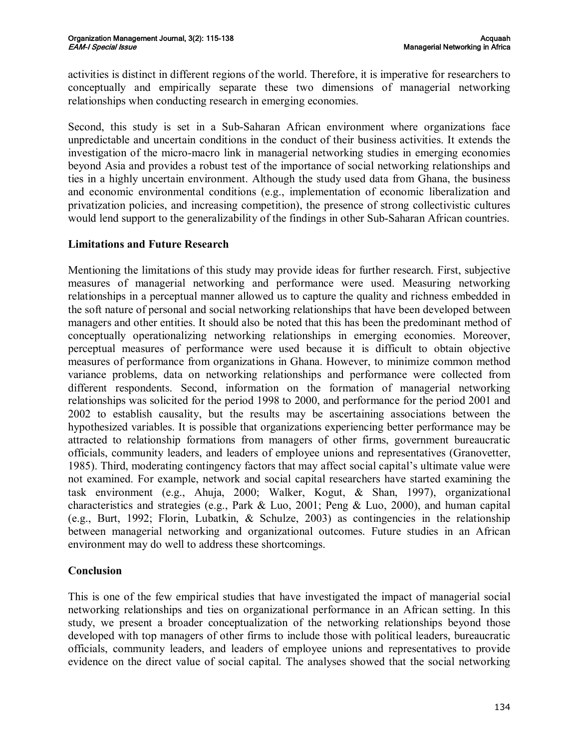activities is distinct in different regions of the world. Therefore, it is imperative for researchers to conceptually and empirically separate these two dimensions of managerial networking relationships when conducting research in emerging economies.

Second, this study is set in a Sub-Saharan African environment where organizations face unpredictable and uncertain conditions in the conduct of their business activities. It extends the investigation of the micro-macro link in managerial networking studies in emerging economies beyond Asia and provides a robust test of the importance of social networking relationships and ties in a highly uncertain environment. Although the study used data from Ghana, the business and economic environmental conditions (e.g., implementation of economic liberalization and privatization policies, and increasing competition), the presence of strong collectivistic cultures would lend support to the generalizability of the findings in other Sub-Saharan African countries.

## Limitations and Future Research

Mentioning the limitations of this study may provide ideas for further research. First, subjective measures of managerial networking and performance were used. Measuring networking relationships in a perceptual manner allowed us to capture the quality and richness embedded in the soft nature of personal and social networking relationships that have been developed between managers and other entities. It should also be noted that this has been the predominant method of conceptually operationalizing networking relationships in emerging economies. Moreover, perceptual measures of performance were used because it is difficult to obtain objective measures of performance from organizations in Ghana. However, to minimize common method variance problems, data on networking relationships and performance were collected from different respondents. Second, information on the formation of managerial networking relationships was solicited for the period 1998 to 2000, and performance for the period 2001 and 2002 to establish causality, but the results may be ascertaining associations between the hypothesized variables. It is possible that organizations experiencing better performance may be attracted to relationship formations from managers of other firms, government bureaucratic officials, community leaders, and leaders of employee unions and representatives (Granovetter, 1985). Third, moderating contingency factors that may affect social capital's ultimate value were not examined. For example, network and social capital researchers have started examining the task environment (e.g., Ahuja, 2000; Walker, Kogut, & Shan, 1997), organizational characteristics and strategies (e.g., Park & Luo, 2001; Peng & Luo, 2000), and human capital (e.g., Burt, 1992; Florin, Lubatkin, & Schulze, 2003) as contingencies in the relationship between managerial networking and organizational outcomes. Future studies in an African environment may do well to address these shortcomings.

## Conclusion

This is one of the few empirical studies that have investigated the impact of managerial social networking relationships and ties on organizational performance in an African setting. In this study, we present a broader conceptualization of the networking relationships beyond those developed with top managers of other firms to include those with political leaders, bureaucratic officials, community leaders, and leaders of employee unions and representatives to provide evidence on the direct value of social capital. The analyses showed that the social networking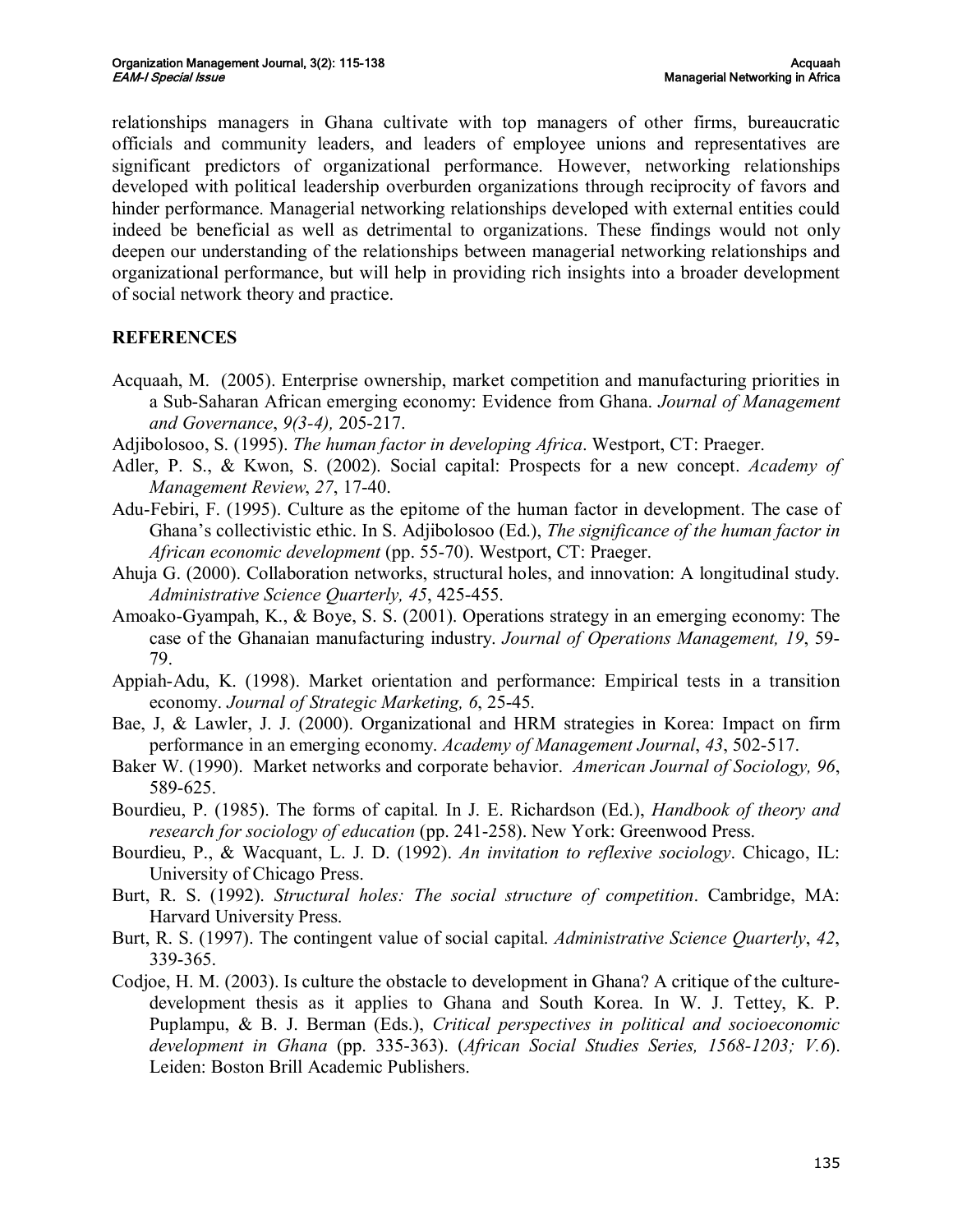relationships managers in Ghana cultivate with top managers of other firms, bureaucratic officials and community leaders, and leaders of employee unions and representatives are significant predictors of organizational performance. However, networking relationships developed with political leadership overburden organizations through reciprocity of favors and hinder performance. Managerial networking relationships developed with external entities could indeed be beneficial as well as detrimental to organizations. These findings would not only deepen our understanding of the relationships between managerial networking relationships and organizational performance, but will help in providing rich insights into a broader development of social network theory and practice.

## REFERENCES

Acquaah, M. (2005). Enterprise ownership, market competition and manufacturing priorities in a Sub-Saharan African emerging economy: Evidence from Ghana. *Journal of Management and Governance*, *9(3-4),* 205-217.

Adjibolosoo, S. (1995). *The human factor in developing Africa*. Westport, CT: Praeger.

Adler, P. S., & Kwon, S. (2002). Social capital: Prospects for a new concept. *Academy of Management Review*, *27*, 17-40.

Adu-Febiri, F. (1995). Culture as the epitome of the human factor in development. The case of Ghana's collectivistic ethic. In S. Adjibolosoo (Ed.), *The significance of the human factor in African economic development* (pp. 55-70). Westport, CT: Praeger.

Ahuja G. (2000). Collaboration networks, structural holes, and innovation: A longitudinal study. *Administrative Science Quarterly, 45*, 425-455.

Amoako-Gyampah, K., & Boye, S. S. (2001). Operations strategy in an emerging economy: The case of the Ghanaian manufacturing industry. *Journal of Operations Management, 19*, 59-79.

Appiah-Adu, K. (1998). Market orientation and performance: Empirical tests in a transition economy. *Journal of Strategic Marketing, 6*, 25-45.

Bae, J, & Lawler, J. J. (2000). Organizational and HRM strategies in Korea: Impact on firm performance in an emerging economy. *Academy of Management Journal*, *43*, 502-517.

Baker W. (1990). Market networks and corporate behavior. *American Journal of Sociology, 96*, 589-625.

Bourdieu, P. (1985). The forms of capital. In J. E. Richardson (Ed.), *Handbook of theory and research for sociology of education* (pp. 241-258). New York: Greenwood Press.

Bourdieu, P., & Wacquant, L. J. D. (1992). *An invitation to reflexive sociology*. Chicago, IL: University of Chicago Press.

Burt, R. S. (1992). *Structural holes: The social structure of competition*. Cambridge, MA: Harvard University Press.

Burt, R. S. (1997). The contingent value of social capital. *Administrative Science Quarterly*, *42*, 339-365.

Codjoe, H. M. (2003). Is culture the obstacle to development in Ghana? A critique of the culture-development thesis as it applies to Ghana and South Korea. In W. J. Tettey, K. P. Puplampu, & B. J. Berman (Eds.), *Critical perspectives in political and socioeconomic development in Ghana* (pp. 335-363). (*African Social Studies Series, 1568-1203; V.6*). Leiden: Boston Brill Academic Publishers.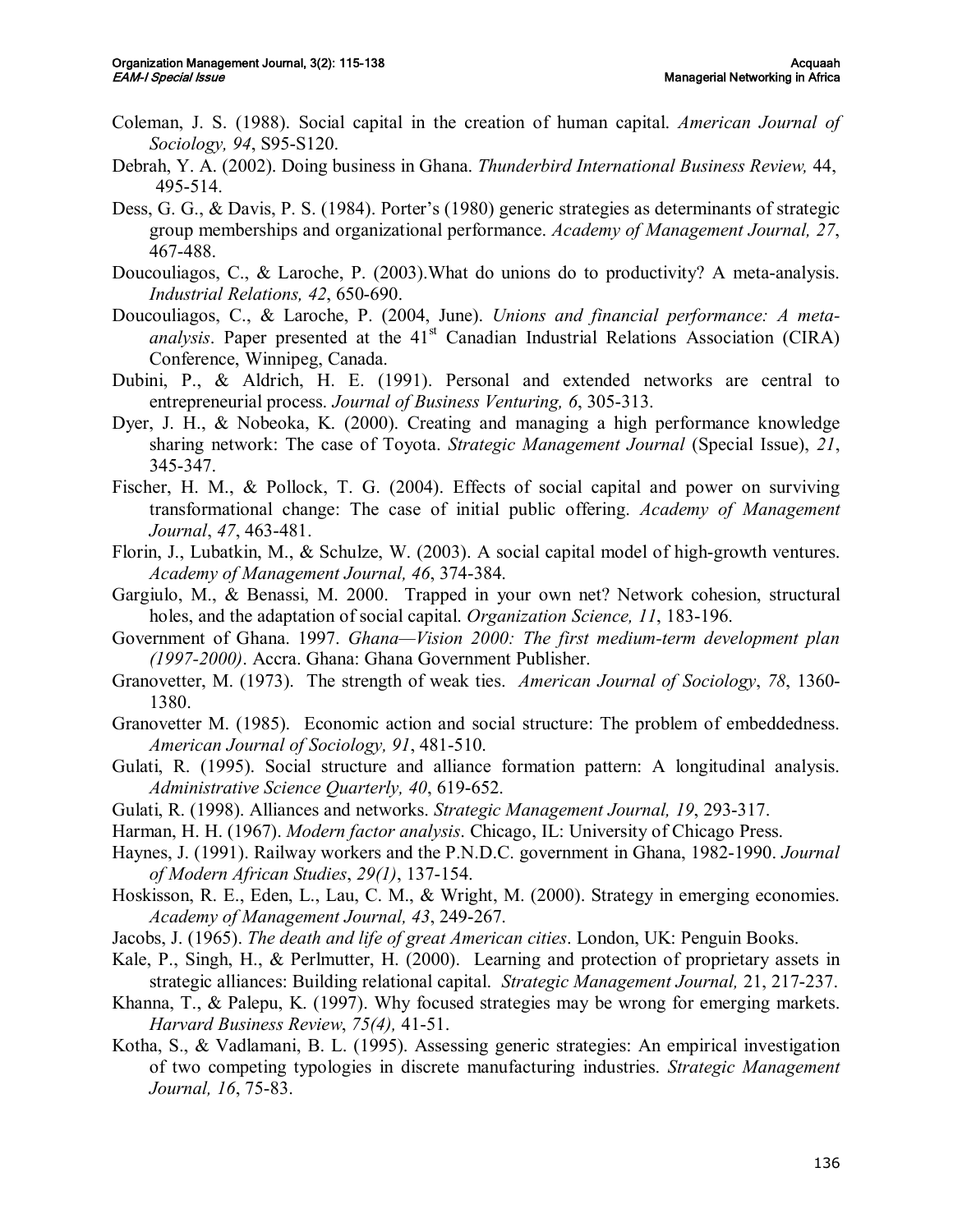Coleman, J. S. (1988). Social capital in the creation of human capital. *American Journal of Sociology, 94*, S95-S120.

Debrah, Y. A. (2002). Doing business in Ghana. *Thunderbird International Business Review,* 44, 495-514.

Dess, G. G., & Davis, P. S. (1984). Porter's (1980) generic strategies as determinants of strategic group memberships and organizational performance. *Academy of Management Journal, 27*, 467-488.

Doucouliagos, C., & Laroche, P. (2003).What do unions do to productivity? A meta-analysis. *Industrial Relations, 42*, 650-690.

Doucouliagos, C., & Laroche, P. (2004, June). *Unions and financial performance: A meta-analysis*. Paper presented at the 41st Canadian Industrial Relations Association (CIRA) Conference, Winnipeg, Canada.

Dubini, P., & Aldrich, H. E. (1991). Personal and extended networks are central to entrepreneurial process. *Journal of Business Venturing, 6*, 305-313.

Dyer, J. H., & Nobeoka, K. (2000). Creating and managing a high performance knowledge sharing network: The case of Toyota. *Strategic Management Journal* (Special Issue), *21*, 345-347.

Fischer, H. M., & Pollock, T. G. (2004). Effects of social capital and power on surviving transformational change: The case of initial public offering. *Academy of Management Journal*, *47*, 463-481.

Florin, J., Lubatkin, M., & Schulze, W. (2003). A social capital model of high-growth ventures. *Academy of Management Journal, 46*, 374-384.

Gargiulo, M., & Benassi, M. 2000. Trapped in your own net? Network cohesion, structural holes, and the adaptation of social capital. *Organization Science, 11*, 183-196.

Government of Ghana. 1997. *Ghana—Vision 2000: The first medium-term development plan (1997-2000)*. Accra. Ghana: Ghana Government Publisher.

Granovetter, M. (1973). The strength of weak ties. *American Journal of Sociology*, *78*, 1360-1380.

Granovetter M. (1985). Economic action and social structure: The problem of embeddedness. *American Journal of Sociology, 91*, 481-510.

Gulati, R. (1995). Social structure and alliance formation pattern: A longitudinal analysis. *Administrative Science Quarterly, 40*, 619-652.

Gulati, R. (1998). Alliances and networks. *Strategic Management Journal, 19*, 293-317.

Harman, H. H. (1967). *Modern factor analysis*. Chicago, IL: University of Chicago Press.

Haynes, J. (1991). Railway workers and the P.N.D.C. government in Ghana, 1982-1990. *Journal of Modern African Studies*, *29(1)*, 137-154.

Hoskisson, R. E., Eden, L., Lau, C. M., & Wright, M. (2000). Strategy in emerging economies. *Academy of Management Journal, 43*, 249-267.

Jacobs, J. (1965). *The death and life of great American cities*. London, UK: Penguin Books.

Kale, P., Singh, H., & Perlmutter, H. (2000). Learning and protection of proprietary assets in strategic alliances: Building relational capital. *Strategic Management Journal,* 21, 217-237.

Khanna, T., & Palepu, K. (1997). Why focused strategies may be wrong for emerging markets. *Harvard Business Review*, *75(4),* 41-51.

Kotha, S., & Vadlamani, B. L. (1995). Assessing generic strategies: An empirical investigation of two competing typologies in discrete manufacturing industries. *Strategic Management Journal, 16*, 75-83.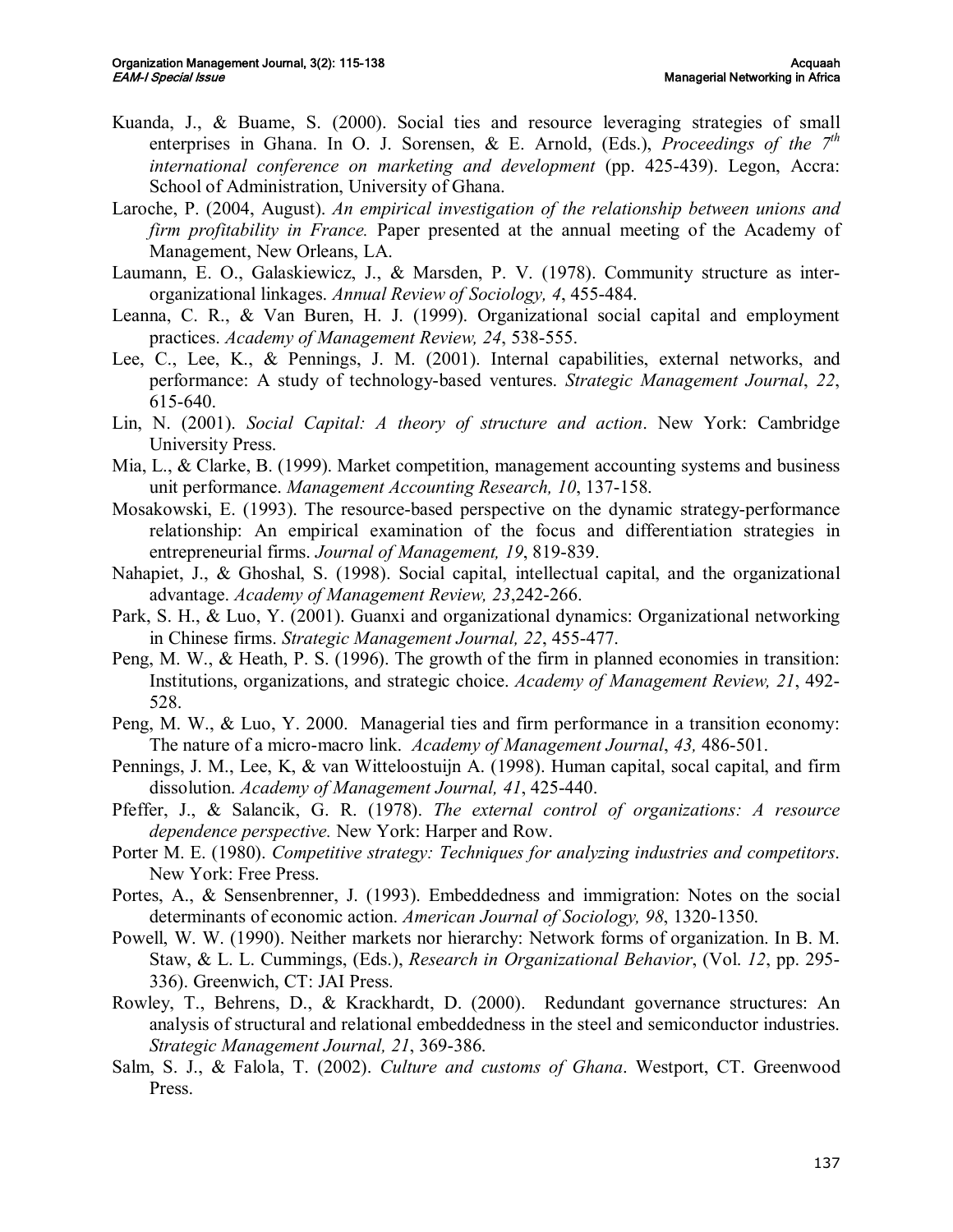Kuanda, J., & Buame, S. (2000). Social ties and resource leveraging strategies of small enterprises in Ghana. In O. J. Sorensen, & E. Arnold, (Eds.), *Proceedings of the 7th international conference on marketing and development* (pp. 425-439). Legon, Accra: School of Administration, University of Ghana.

Laroche, P. (2004, August). *An empirical investigation of the relationship between unions and firm profitability in France.* Paper presented at the annual meeting of the Academy of Management, New Orleans, LA.

Laumann, E. O., Galaskiewicz, J., & Marsden, P. V. (1978). Community structure as inter-organizational linkages. *Annual Review of Sociology, 4*, 455-484.

Leanna, C. R., & Van Buren, H. J. (1999). Organizational social capital and employment practices. *Academy of Management Review, 24*, 538-555.

Lee, C., Lee, K., & Pennings, J. M. (2001). Internal capabilities, external networks, and performance: A study of technology-based ventures. *Strategic Management Journal*, *22*, 615-640.

Lin, N. (2001). *Social Capital: A theory of structure and action*. New York: Cambridge University Press.

Mia, L., & Clarke, B. (1999). Market competition, management accounting systems and business unit performance. *Management Accounting Research, 10*, 137-158.

Mosakowski, E. (1993). The resource-based perspective on the dynamic strategy-performance relationship: An empirical examination of the focus and differentiation strategies in entrepreneurial firms. *Journal of Management, 19*, 819-839.

Nahapiet, J., & Ghoshal, S. (1998). Social capital, intellectual capital, and the organizational advantage. *Academy of Management Review, 23*,242-266.

Park, S. H., & Luo, Y. (2001). Guanxi and organizational dynamics: Organizational networking in Chinese firms. *Strategic Management Journal, 22*, 455-477.

Peng, M. W., & Heath, P. S. (1996). The growth of the firm in planned economies in transition: Institutions, organizations, and strategic choice. *Academy of Management Review, 21*, 492-528.

Peng, M. W., & Luo, Y. 2000. Managerial ties and firm performance in a transition economy: The nature of a micro-macro link. *Academy of Management Journal*, *43,* 486-501.

Pennings, J. M., Lee, K, & van Witteloostuijn A. (1998). Human capital, socal capital, and firm dissolution. *Academy of Management Journal, 41*, 425-440.

Pfeffer, J., & Salancik, G. R. (1978). *The external control of organizations: A resource dependence perspective.* New York: Harper and Row.

Porter M. E. (1980). *Competitive strategy: Techniques for analyzing industries and competitors*. New York: Free Press.

Portes, A., & Sensenbrenner, J. (1993). Embeddedness and immigration: Notes on the social determinants of economic action. *American Journal of Sociology, 98*, 1320-1350.

Powell, W. W. (1990). Neither markets nor hierarchy: Network forms of organization. In B. M. Staw, & L. L. Cummings, (Eds.), *Research in Organizational Behavior*, (Vol. *12*, pp. 295-336). Greenwich, CT: JAI Press.

Rowley, T., Behrens, D., & Krackhardt, D. (2000). Redundant governance structures: An analysis of structural and relational embeddedness in the steel and semiconductor industries. *Strategic Management Journal, 21*, 369-386.

Salm, S. J., & Falola, T. (2002). *Culture and customs of Ghana*. Westport, CT. Greenwood Press.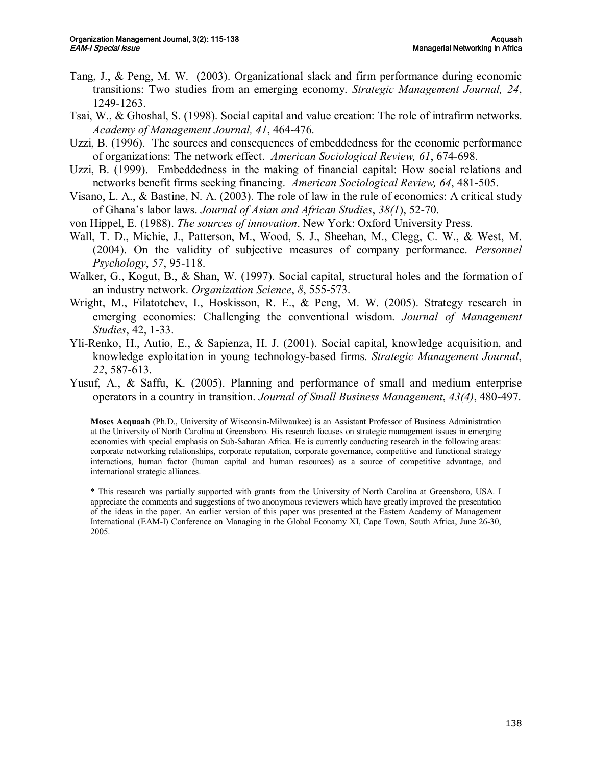Tang, J., & Peng, M. W. (2003). Organizational slack and firm performance during economic transitions: Two studies from an emerging economy. *Strategic Management Journal, 24*, 1249-1263.

Tsai, W., & Ghoshal, S. (1998). Social capital and value creation: The role of intrafirm networks. *Academy of Management Journal, 41*, 464-476.

Uzzi, B. (1996). The sources and consequences of embeddedness for the economic performance of organizations: The network effect. *American Sociological Review, 61*, 674-698.

Uzzi, B. (1999). Embeddedness in the making of financial capital: How social relations and networks benefit firms seeking financing. *American Sociological Review, 64*, 481-505.

Visano, L. A., & Bastine, N. A. (2003). The role of law in the rule of economics: A critical study of Ghana's labor laws. *Journal of Asian and African Studies*, *38(1*), 52-70.

von Hippel, E. (1988). *The sources of innovation*. New York: Oxford University Press.

Wall, T. D., Michie, J., Patterson, M., Wood, S. J., Sheehan, M., Clegg, C. W., & West, M. (2004). On the validity of subjective measures of company performance. *Personnel Psychology*, *57*, 95-118.

Walker, G., Kogut, B., & Shan, W. (1997). Social capital, structural holes and the formation of an industry network. *Organization Science*, *8*, 555-573.

Wright, M., Filatotchev, I., Hoskisson, R. E., & Peng, M. W. (2005). Strategy research in emerging economies: Challenging the conventional wisdom. *Journal of Management Studies*, 42, 1-33.

Yli-Renko, H., Autio, E., & Sapienza, H. J. (2001). Social capital, knowledge acquisition, and knowledge exploitation in young technology-based firms. *Strategic Management Journal*, *22*, 587-613.

Yusuf, A., & Saffu, K. (2005). Planning and performance of small and medium enterprise operators in a country in transition. *Journal of Small Business Management*, *43(4)*, 480-497.

**Moses Acquaah** (Ph.D., University of Wisconsin-Milwaukee) is an Assistant Professor of Business Administration at the University of North Carolina at Greensboro. His research focuses on strategic management issues in emerging economies with special emphasis on Sub-Saharan Africa. He is currently conducting research in the following areas: corporate networking relationships, corporate reputation, corporate governance, competitive and functional strategy interactions, human factor (human capital and human resources) as a source of competitive advantage, and international strategic alliances.

* This research was partially supported with grants from the University of North Carolina at Greensboro, USA. I appreciate the comments and suggestions of two anonymous reviewers which have greatly improved the presentation of the ideas in the paper. An earlier version of this paper was presented at the Eastern Academy of Management International (EAM-I) Conference on Managing in the Global Economy XI, Cape Town, South Africa, June 26-30, 2005.